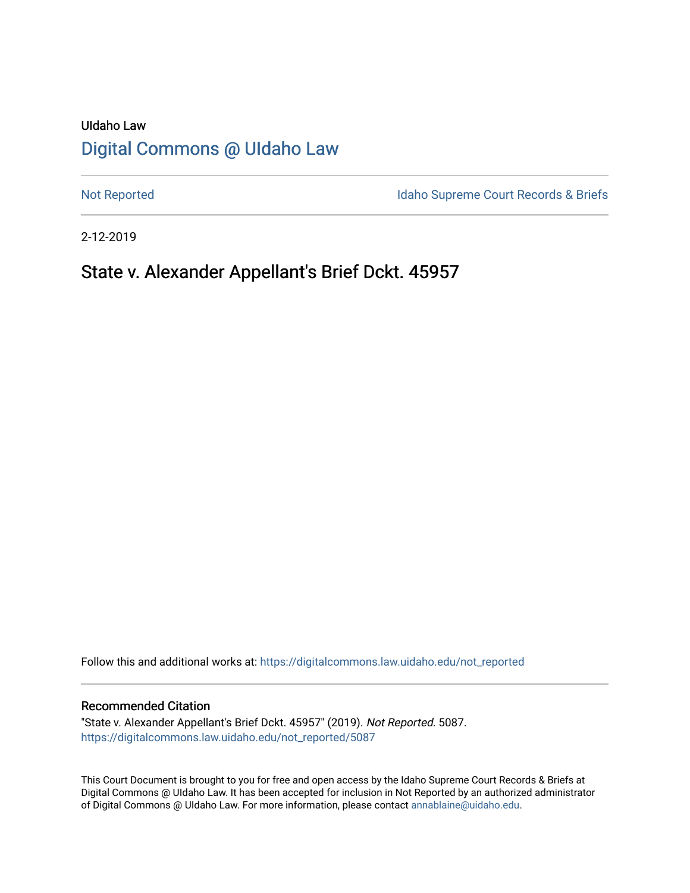UIdaho Law

# Digital Commons @ UIdaho Law

Not Reported

Idaho Supreme Court Records & Briefs

2-12-2019

## State v. Alexander Appellant's Brief Dckt. 45957

Follow this and additional works at: https://digitalcommons.law.uidaho.edu/not_reported

### Recommended Citation

"State v. Alexander Appellant's Brief Dckt. 45957" (2019). *Not Reported*. 5087.
https://digitalcommons.law.uidaho.edu/not_reported/5087

This Court Document is brought to you for free and open access by the Idaho Supreme Court Records & Briefs at Digital Commons @ UIdaho Law. It has been accepted for inclusion in Not Reported by an authorized administrator of Digital Commons @ UIdaho Law. For more information, please contact annablaine@uidaho.edu.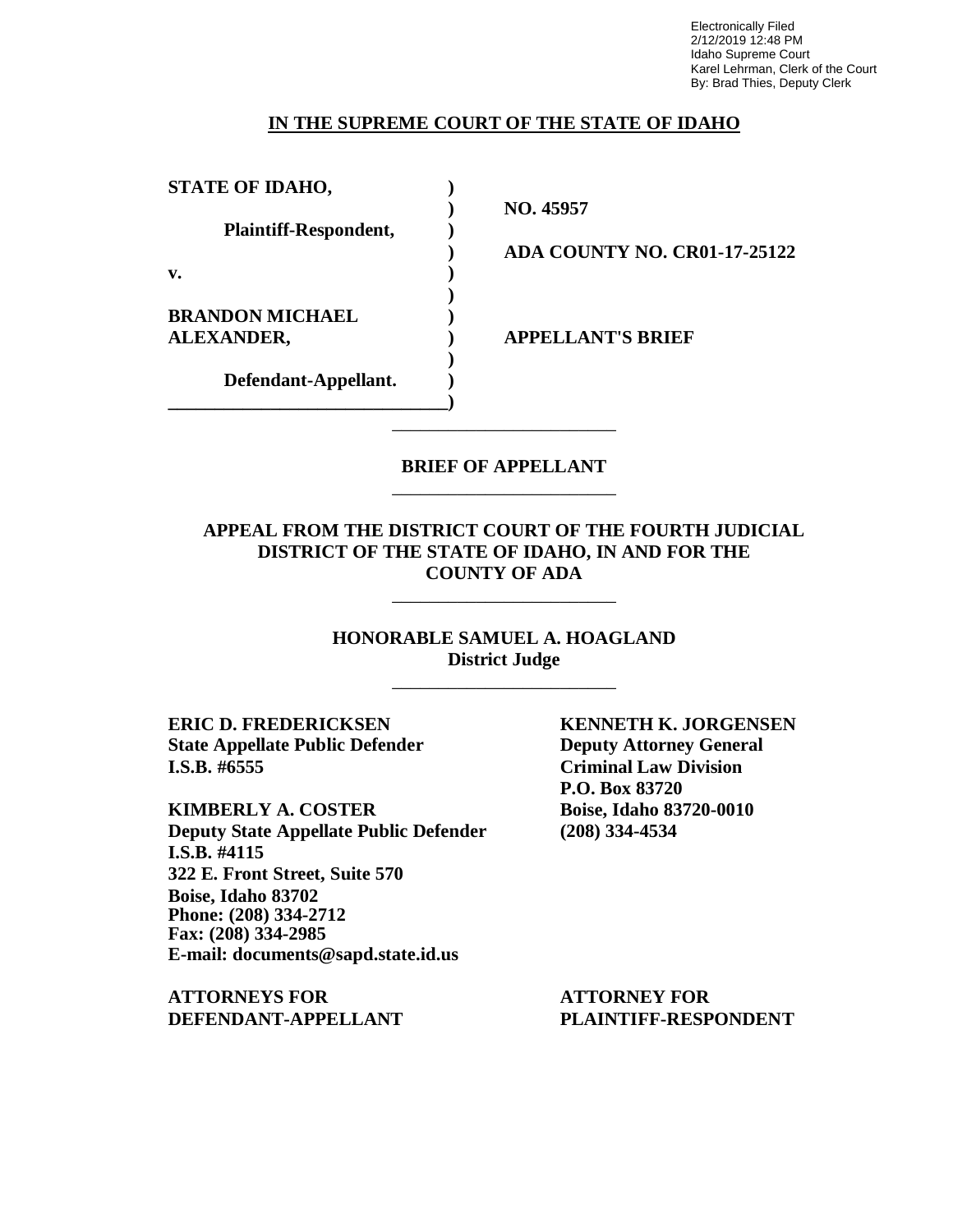Electronically Filed
2/12/2019 12:48 PM
Idaho Supreme Court
Karel Lehrman, Clerk of the Court
By: Brad Thies, Deputy Clerk

**IN THE SUPREME COURT OF THE STATE OF IDAHO**

| | | |
|---|---|---|
| **STATE OF IDAHO,** | ) | |
| | ) | **NO. 45957** |
| **Plaintiff-Respondent,** | ) | |
| | ) | **ADA COUNTY NO. CR01-17-25122** |
| **v.** | ) | |
| | ) | |
| **BRANDON MICHAEL** | ) | |
| **ALEXANDER,** | ) | **APPELLANT'S BRIEF** |
| | ) | |
| **Defendant-Appellant.** | ) | |

---

**BRIEF OF APPELLANT**

---

**APPEAL FROM THE DISTRICT COURT OF THE FOURTH JUDICIAL DISTRICT OF THE STATE OF IDAHO, IN AND FOR THE COUNTY OF ADA**

---

**HONORABLE SAMUEL A. HOAGLAND**
**District Judge**

---

**ERIC D. FREDERICKSEN**
**State Appellate Public Defender**
**I.S.B. #6555**

**KIMBERLY A. COSTER**
**Deputy State Appellate Public Defender**
**I.S.B. #4115**
**322 E. Front Street, Suite 570**
**Boise, Idaho 83702**
**Phone: (208) 334-2712**
**Fax: (208) 334-2985**
**E-mail: documents@sapd.state.id.us**

**ATTORNEYS FOR DEFENDANT-APPELLANT**

**KENNETH K. JORGENSEN**
**Deputy Attorney General**
**Criminal Law Division**
**P.O. Box 83720**
**Boise, Idaho 83720-0010**
**(208) 334-4534**

**ATTORNEY FOR PLAINTIFF-RESPONDENT**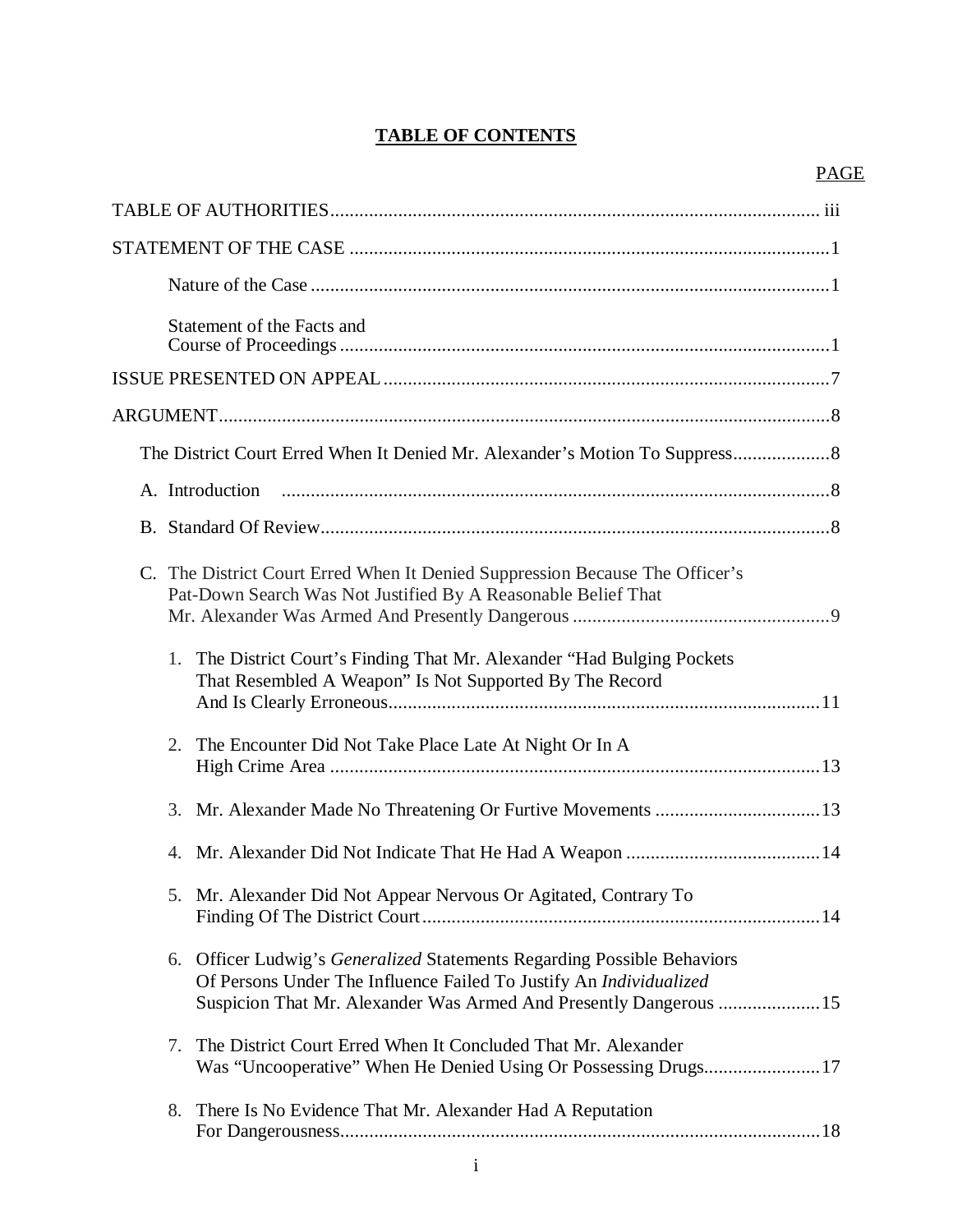## TABLE OF CONTENTS

PAGE

TABLE OF AUTHORITIES ..................................................................................................... iii

STATEMENT OF THE CASE ...................................................................................................1

Nature of the Case ..........................................................................................................1

Statement of the Facts and Course of Proceedings ....................................................................................................1

ISSUE PRESENTED ON APPEAL ...........................................................................................7

ARGUMENT.............................................................................................................................8

The District Court Erred When It Denied Mr. Alexander's Motion To Suppress....................8

A. Introduction ..................................................................................................................8

B. Standard Of Review.........................................................................................................8

C. The District Court Erred When It Denied Suppression Because The Officer's Pat-Down Search Was Not Justified By A Reasonable Belief That Mr. Alexander Was Armed And Presently Dangerous .....................................................9

1. The District Court's Finding That Mr. Alexander "Had Bulging Pockets That Resembled A Weapon" Is Not Supported By The Record And Is Clearly Erroneous.........................................................................................11

2. The Encounter Did Not Take Place Late At Night Or In A High Crime Area .....................................................................................................13

3. Mr. Alexander Made No Threatening Or Furtive Movements ..................................13

4. Mr. Alexander Did Not Indicate That He Had A Weapon ........................................14

5. Mr. Alexander Did Not Appear Nervous Or Agitated, Contrary To Finding Of The District Court..................................................................................14

6. Officer Ludwig's *Generalized* Statements Regarding Possible Behaviors Of Persons Under The Influence Failed To Justify An *Individualized* Suspicion That Mr. Alexander Was Armed And Presently Dangerous .....................15

7. The District Court Erred When It Concluded That Mr. Alexander Was "Uncooperative" When He Denied Using Or Possessing Drugs........................17

8. There Is No Evidence That Mr. Alexander Had A Reputation For Dangerousness...................................................................................................18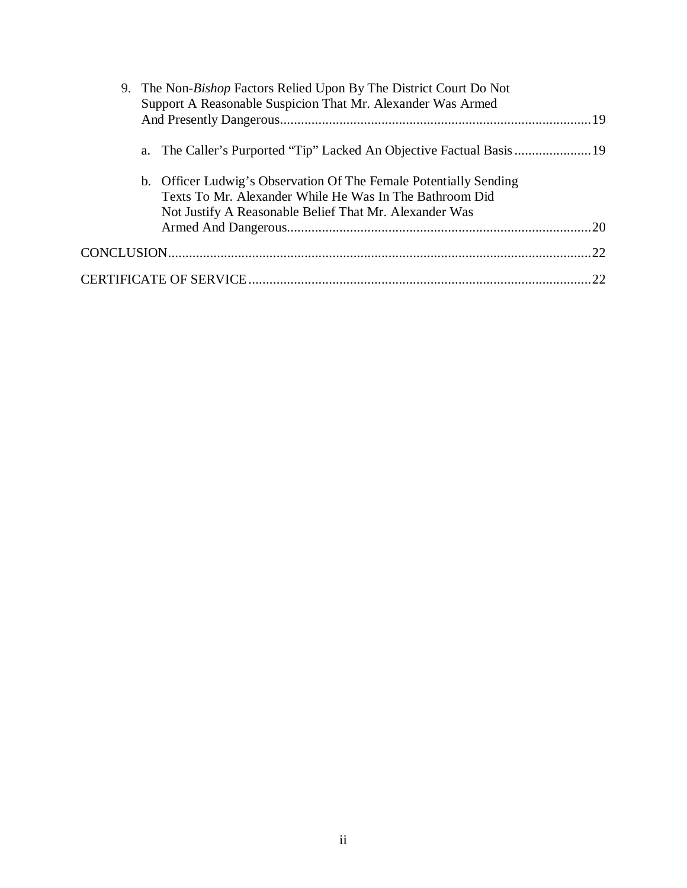9. The Non-*Bishop* Factors Relied Upon By The District Court Do Not Support A Reasonable Suspicion That Mr. Alexander Was Armed And Presently Dangerous......................................................................................19

   a. The Caller's Purported "Tip" Lacked An Objective Factual Basis......................19

   b. Officer Ludwig's Observation Of The Female Potentially Sending Texts To Mr. Alexander While He Was In The Bathroom Did Not Justify A Reasonable Belief That Mr. Alexander Was Armed And Dangerous......................................................................................20

CONCLUSION........................................................................................................................22

CERTIFICATE OF SERVICE.................................................................................................22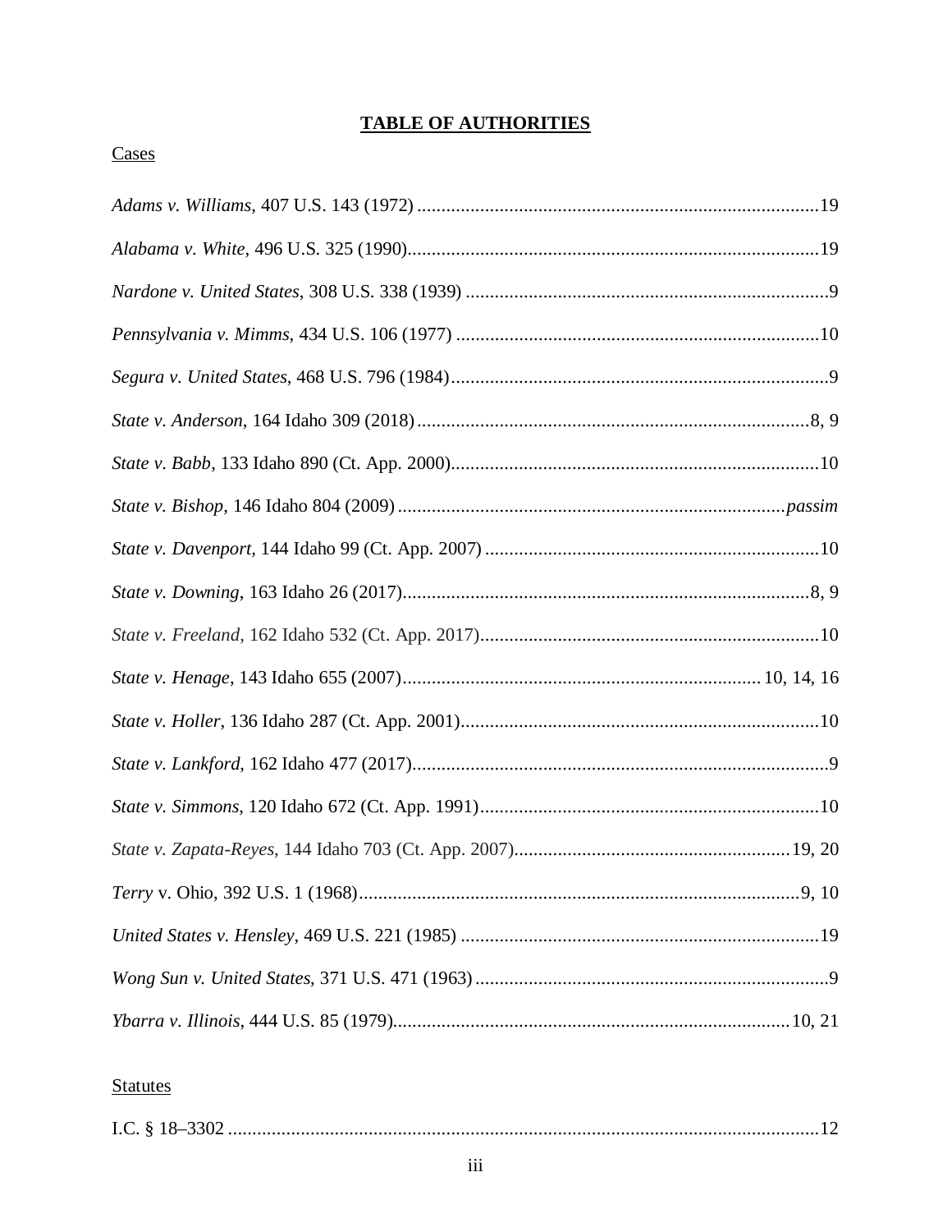# TABLE OF AUTHORITIES

Cases

*Adams v. Williams*, 407 U.S. 143 (1972) .................................................................................19

*Alabama v. White*, 496 U.S. 325 (1990)....................................................................................19

*Nardone v. United States*, 308 U.S. 338 (1939) ..........................................................................9

*Pennsylvania v. Mimms*, 434 U.S. 106 (1977) ..........................................................................10

*Segura v. United States*, 468 U.S. 796 (1984).............................................................................9

*State v. Anderson*, 164 Idaho 309 (2018).................................................................................8, 9

*State v. Babb*, 133 Idaho 890 (Ct. App. 2000)...........................................................................10

*State v. Bishop*, 146 Idaho 804 (2009) ...............................................................................*passim*

*State v. Davenport*, 144 Idaho 99 (Ct. App. 2007) ....................................................................10

*State v. Downing*, 163 Idaho 26 (2017)...................................................................................8, 9

*State v. Freeland*, 162 Idaho 532 (Ct. App. 2017).....................................................................10

*State v. Henage*, 143 Idaho 655 (2007)........................................................................10, 14, 16

*State v. Holler*, 136 Idaho 287 (Ct. App. 2001).........................................................................10

*State v. Lankford*, 162 Idaho 477 (2017).....................................................................................9

*State v. Simmons*, 120 Idaho 672 (Ct. App. 1991).....................................................................10

*State v. Zapata-Reyes*, 144 Idaho 703 (Ct. App. 2007)........................................................19, 20

*Terry* v. Ohio, 392 U.S. 1 (1968)..........................................................................................9, 10

*United States v. Hensley*, 469 U.S. 221 (1985) .........................................................................19

*Wong Sun v. United States*, 371 U.S. 471 (1963) ........................................................................9

*Ybarra v. Illinois*, 444 U.S. 85 (1979)................................................................................10, 21

Statutes

I.C. § 18–3302 .........................................................................................................................12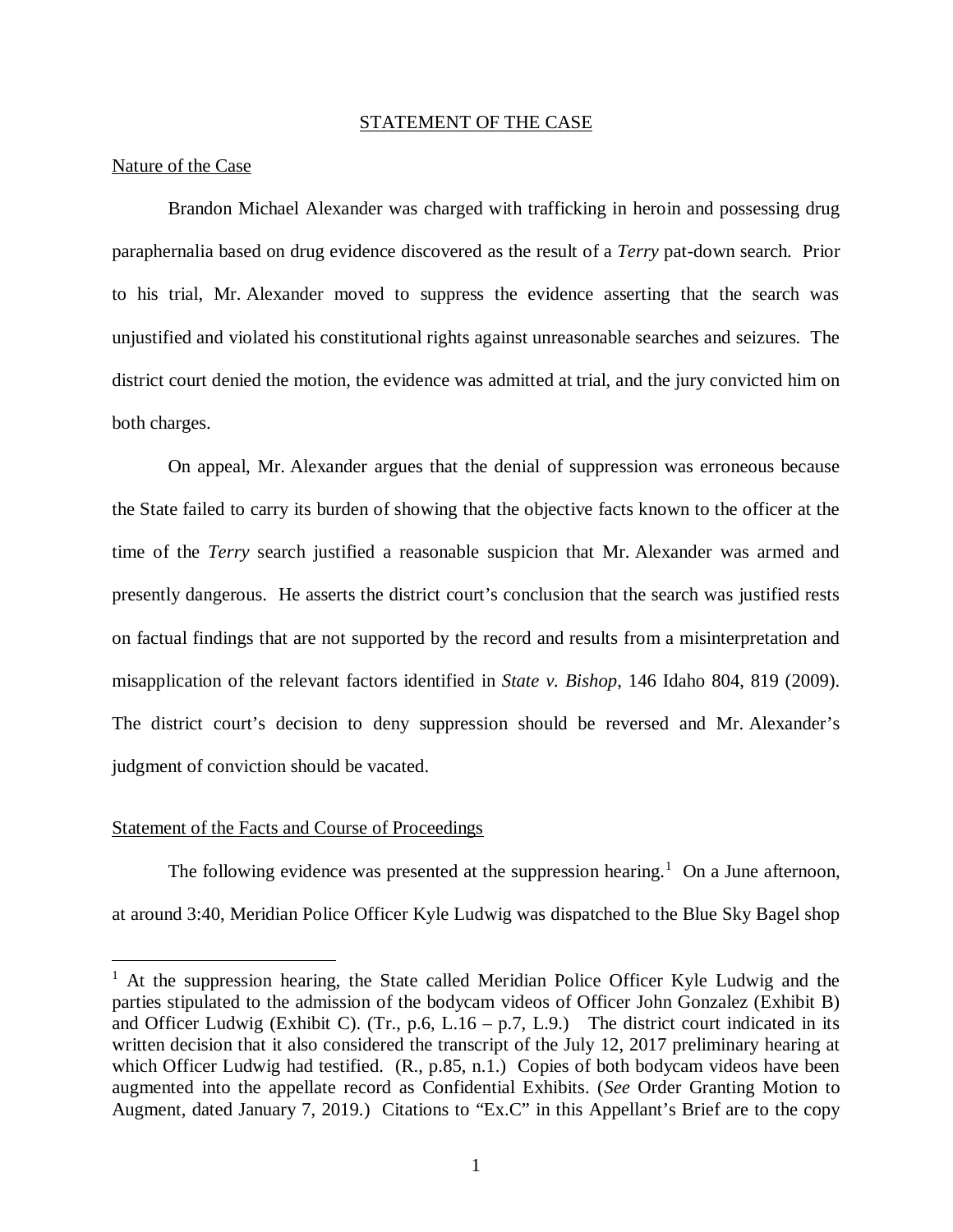## STATEMENT OF THE CASE

### Nature of the Case

Brandon Michael Alexander was charged with trafficking in heroin and possessing drug paraphernalia based on drug evidence discovered as the result of a *Terry* pat-down search. Prior to his trial, Mr. Alexander moved to suppress the evidence asserting that the search was unjustified and violated his constitutional rights against unreasonable searches and seizures. The district court denied the motion, the evidence was admitted at trial, and the jury convicted him on both charges.

On appeal, Mr. Alexander argues that the denial of suppression was erroneous because the State failed to carry its burden of showing that the objective facts known to the officer at the time of the *Terry* search justified a reasonable suspicion that Mr. Alexander was armed and presently dangerous. He asserts the district court's conclusion that the search was justified rests on factual findings that are not supported by the record and results from a misinterpretation and misapplication of the relevant factors identified in *State v. Bishop*, 146 Idaho 804, 819 (2009). The district court's decision to deny suppression should be reversed and Mr. Alexander's judgment of conviction should be vacated.

### Statement of the Facts and Course of Proceedings

The following evidence was presented at the suppression hearing.[1] On a June afternoon, at around 3:40, Meridian Police Officer Kyle Ludwig was dispatched to the Blue Sky Bagel shop

[1] At the suppression hearing, the State called Meridian Police Officer Kyle Ludwig and the parties stipulated to the admission of the bodycam videos of Officer John Gonzalez (Exhibit B) and Officer Ludwig (Exhibit C). (Tr., p.6, L.16 – p.7, L.9.) The district court indicated in its written decision that it also considered the transcript of the July 12, 2017 preliminary hearing at which Officer Ludwig had testified. (R., p.85, n.1.) Copies of both bodycam videos have been augmented into the appellate record as Confidential Exhibits. (*See* Order Granting Motion to Augment, dated January 7, 2019.) Citations to "Ex.C" in this Appellant's Brief are to the copy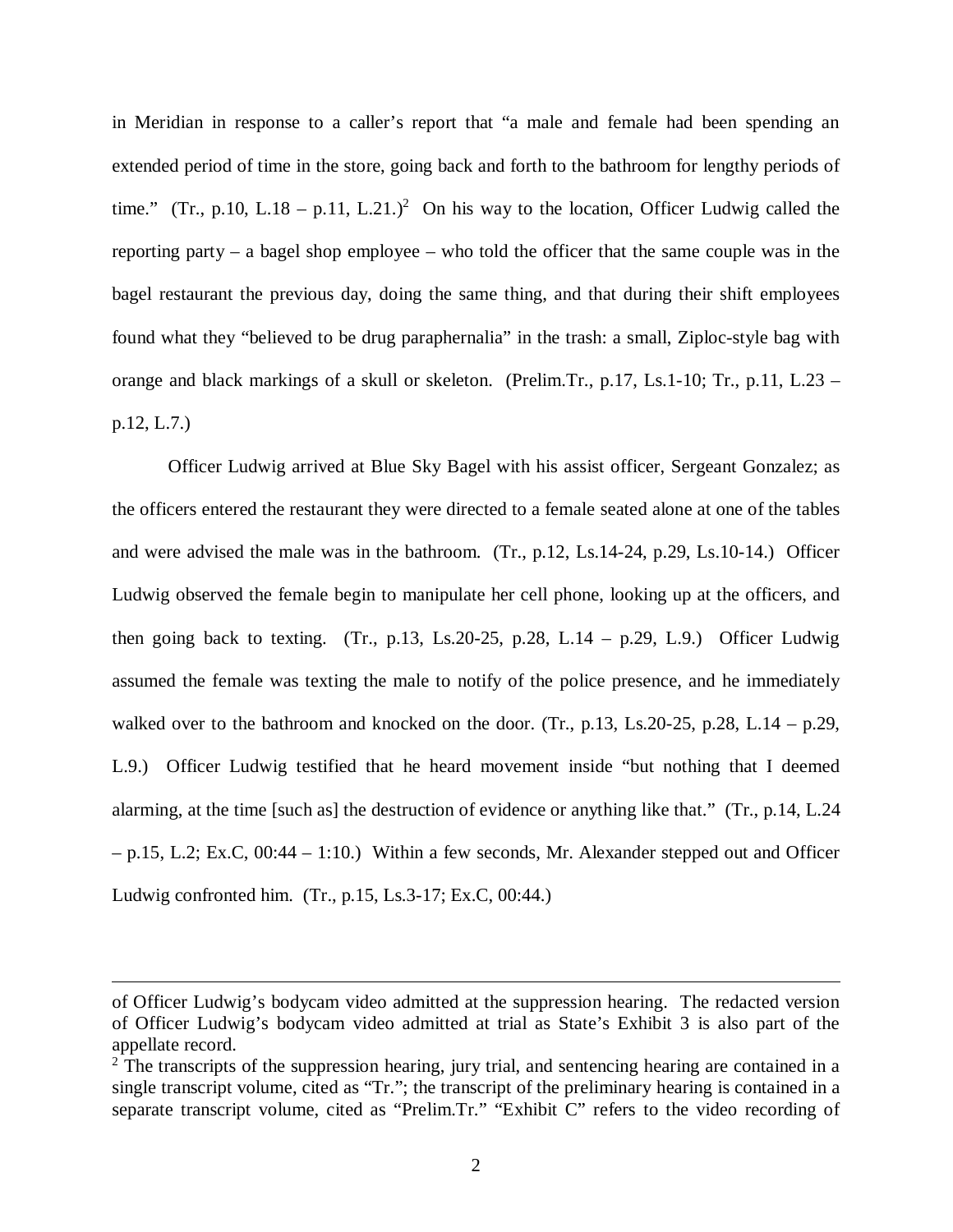in Meridian in response to a caller's report that "a male and female had been spending an extended period of time in the store, going back and forth to the bathroom for lengthy periods of time." (Tr., p.10, L.18 – p.11, L.21.)[2] On his way to the location, Officer Ludwig called the reporting party – a bagel shop employee – who told the officer that the same couple was in the bagel restaurant the previous day, doing the same thing, and that during their shift employees found what they "believed to be drug paraphernalia" in the trash: a small, Ziploc-style bag with orange and black markings of a skull or skeleton. (Prelim.Tr., p.17, Ls.1-10; Tr., p.11, L.23 – p.12, L.7.)

Officer Ludwig arrived at Blue Sky Bagel with his assist officer, Sergeant Gonzalez; as the officers entered the restaurant they were directed to a female seated alone at one of the tables and were advised the male was in the bathroom. (Tr., p.12, Ls.14-24, p.29, Ls.10-14.) Officer Ludwig observed the female begin to manipulate her cell phone, looking up at the officers, and then going back to texting. (Tr., p.13, Ls.20-25, p.28, L.14 – p.29, L.9.) Officer Ludwig assumed the female was texting the male to notify of the police presence, and he immediately walked over to the bathroom and knocked on the door. (Tr., p.13, Ls.20-25, p.28, L.14 – p.29, L.9.) Officer Ludwig testified that he heard movement inside "but nothing that I deemed alarming, at the time [such as] the destruction of evidence or anything like that." (Tr., p.14, L.24 – p.15, L.2; Ex.C, 00:44 – 1:10.) Within a few seconds, Mr. Alexander stepped out and Officer Ludwig confronted him. (Tr., p.15, Ls.3-17; Ex.C, 00:44.)

---

of Officer Ludwig's bodycam video admitted at the suppression hearing. The redacted version of Officer Ludwig's bodycam video admitted at trial as State's Exhibit 3 is also part of the appellate record.

[2] The transcripts of the suppression hearing, jury trial, and sentencing hearing are contained in a single transcript volume, cited as "Tr."; the transcript of the preliminary hearing is contained in a separate transcript volume, cited as "Prelim.Tr." "Exhibit C" refers to the video recording of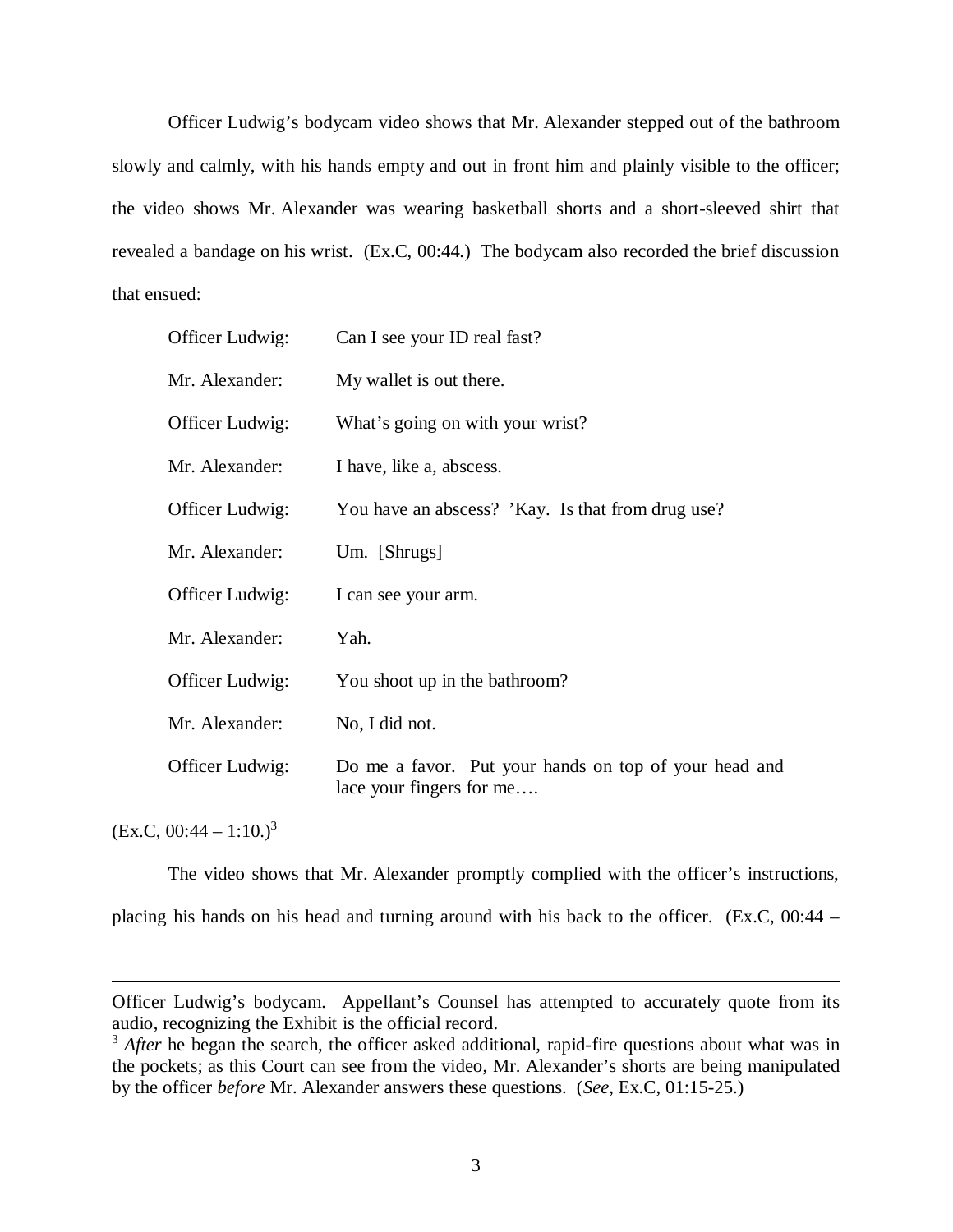Officer Ludwig's bodycam video shows that Mr. Alexander stepped out of the bathroom slowly and calmly, with his hands empty and out in front him and plainly visible to the officer; the video shows Mr. Alexander was wearing basketball shorts and a short-sleeved shirt that revealed a bandage on his wrist. (Ex.C, 00:44.) The bodycam also recorded the brief discussion that ensued:

| | |
|---|---|
| Officer Ludwig: | Can I see your ID real fast? |
| Mr. Alexander: | My wallet is out there. |
| Officer Ludwig: | What's going on with your wrist? |
| Mr. Alexander: | I have, like a, abscess. |
| Officer Ludwig: | You have an abscess? 'Kay. Is that from drug use? |
| Mr. Alexander: | Um. [Shrugs] |
| Officer Ludwig: | I can see your arm. |
| Mr. Alexander: | Yah. |
| Officer Ludwig: | You shoot up in the bathroom? |
| Mr. Alexander: | No, I did not. |
| Officer Ludwig: | Do me a favor. Put your hands on top of your head and lace your fingers for me…. |

(Ex.C, 00:44 – 1:10.)[3]

The video shows that Mr. Alexander promptly complied with the officer's instructions, placing his hands on his head and turning around with his back to the officer. (Ex.C, 00:44 –

---

Officer Ludwig's bodycam. Appellant's Counsel has attempted to accurately quote from its audio, recognizing the Exhibit is the official record.

[3] *After* he began the search, the officer asked additional, rapid-fire questions about what was in the pockets; as this Court can see from the video, Mr. Alexander's shorts are being manipulated by the officer *before* Mr. Alexander answers these questions. (*See*, Ex.C, 01:15-25.)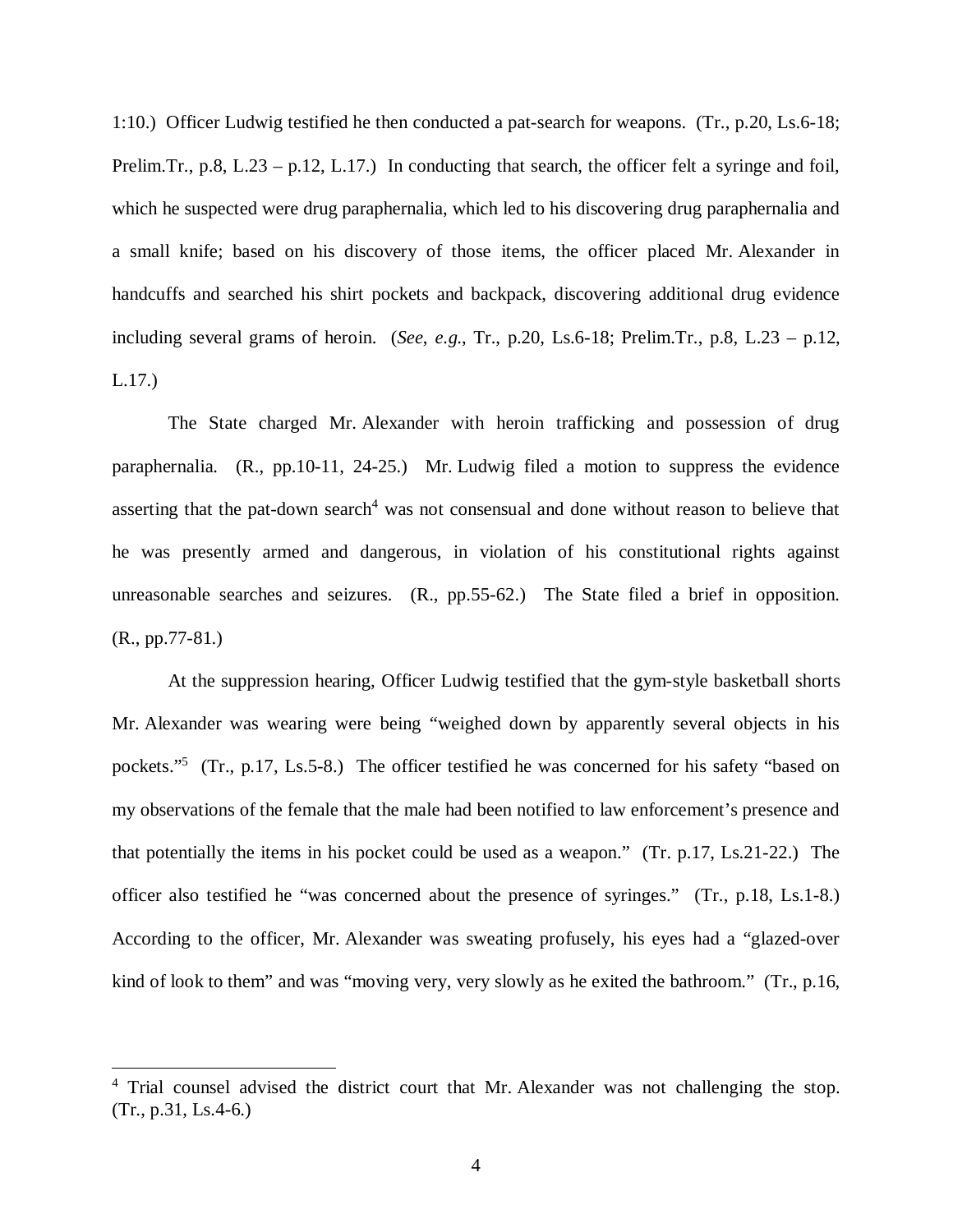1:10.) Officer Ludwig testified he then conducted a pat-search for weapons. (Tr., p.20, Ls.6-18; Prelim.Tr., p.8, L.23 – p.12, L.17.) In conducting that search, the officer felt a syringe and foil, which he suspected were drug paraphernalia, which led to his discovering drug paraphernalia and a small knife; based on his discovery of those items, the officer placed Mr. Alexander in handcuffs and searched his shirt pockets and backpack, discovering additional drug evidence including several grams of heroin. (*See, e.g.*, Tr., p.20, Ls.6-18; Prelim.Tr., p.8, L.23 – p.12, L.17.)

The State charged Mr. Alexander with heroin trafficking and possession of drug paraphernalia. (R., pp.10-11, 24-25.) Mr. Ludwig filed a motion to suppress the evidence asserting that the pat-down search[4] was not consensual and done without reason to believe that he was presently armed and dangerous, in violation of his constitutional rights against unreasonable searches and seizures. (R., pp.55-62.) The State filed a brief in opposition. (R., pp.77-81.)

At the suppression hearing, Officer Ludwig testified that the gym-style basketball shorts Mr. Alexander was wearing were being "weighed down by apparently several objects in his pockets."[5] (Tr., p.17, Ls.5-8.) The officer testified he was concerned for his safety "based on my observations of the female that the male had been notified to law enforcement's presence and that potentially the items in his pocket could be used as a weapon." (Tr. p.17, Ls.21-22.) The officer also testified he "was concerned about the presence of syringes." (Tr., p.18, Ls.1-8.) According to the officer, Mr. Alexander was sweating profusely, his eyes had a "glazed-over kind of look to them" and was "moving very, very slowly as he exited the bathroom." (Tr., p.16,

---

[4] Trial counsel advised the district court that Mr. Alexander was not challenging the stop. (Tr., p.31, Ls.4-6.)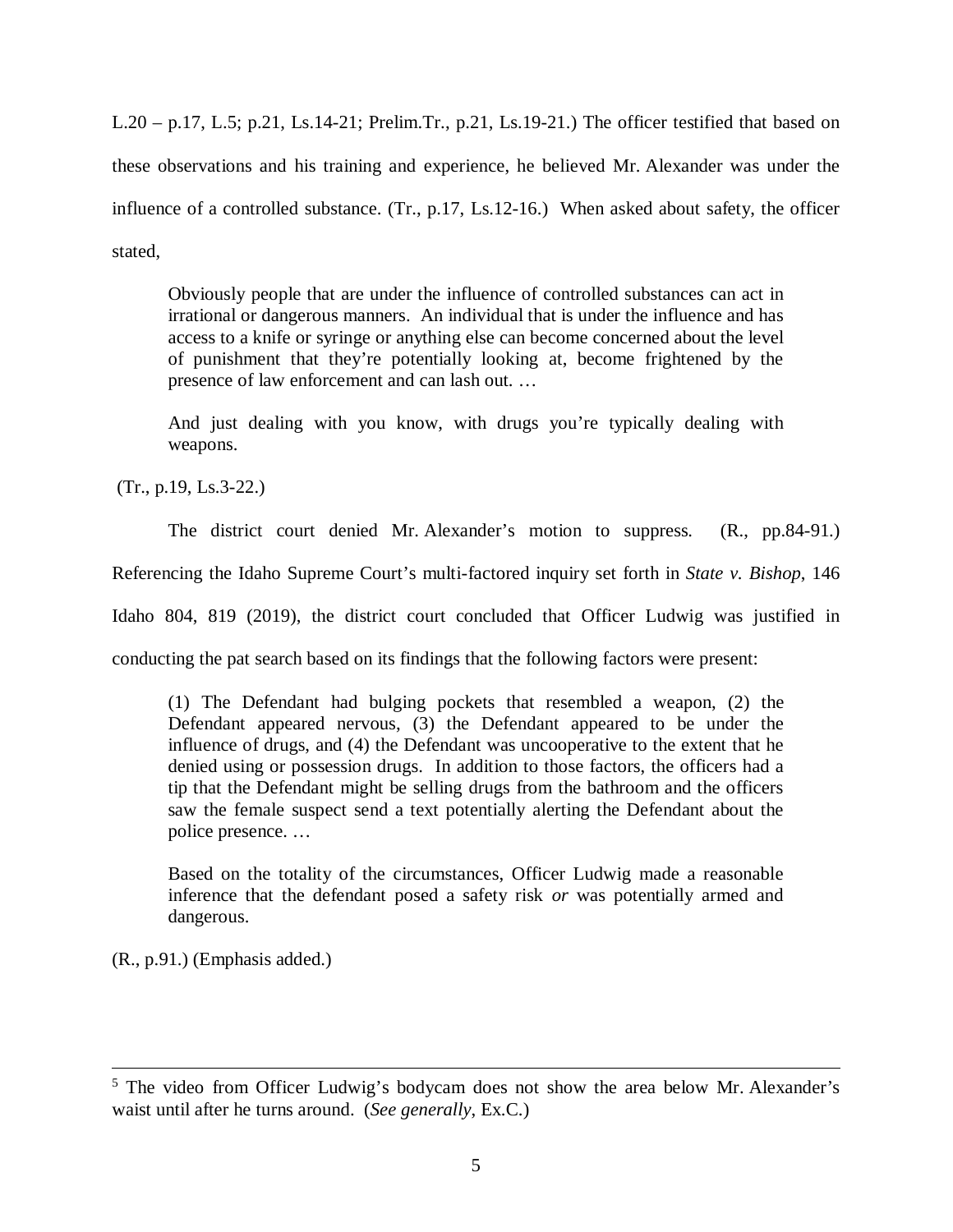L.20 – p.17, L.5; p.21, Ls.14-21; Prelim.Tr., p.21, Ls.19-21.) The officer testified that based on these observations and his training and experience, he believed Mr. Alexander was under the influence of a controlled substance. (Tr., p.17, Ls.12-16.) When asked about safety, the officer stated,

> Obviously people that are under the influence of controlled substances can act in irrational or dangerous manners. An individual that is under the influence and has access to a knife or syringe or anything else can become concerned about the level of punishment that they're potentially looking at, become frightened by the presence of law enforcement and can lash out. …
>
> And just dealing with you know, with drugs you're typically dealing with weapons.

(Tr., p.19, Ls.3-22.)

The district court denied Mr. Alexander's motion to suppress. (R., pp.84-91.) Referencing the Idaho Supreme Court's multi-factored inquiry set forth in *State v. Bishop*, 146 Idaho 804, 819 (2019), the district court concluded that Officer Ludwig was justified in conducting the pat search based on its findings that the following factors were present:

> (1) The Defendant had bulging pockets that resembled a weapon, (2) the Defendant appeared nervous, (3) the Defendant appeared to be under the influence of drugs, and (4) the Defendant was uncooperative to the extent that he denied using or possession drugs. In addition to those factors, the officers had a tip that the Defendant might be selling drugs from the bathroom and the officers saw the female suspect send a text potentially alerting the Defendant about the police presence. …
>
> Based on the totality of the circumstances, Officer Ludwig made a reasonable inference that the defendant posed a safety risk *or* was potentially armed and dangerous.

(R., p.91.) (Emphasis added.)

---

[5] The video from Officer Ludwig's bodycam does not show the area below Mr. Alexander's waist until after he turns around. (*See generally*, Ex.C.)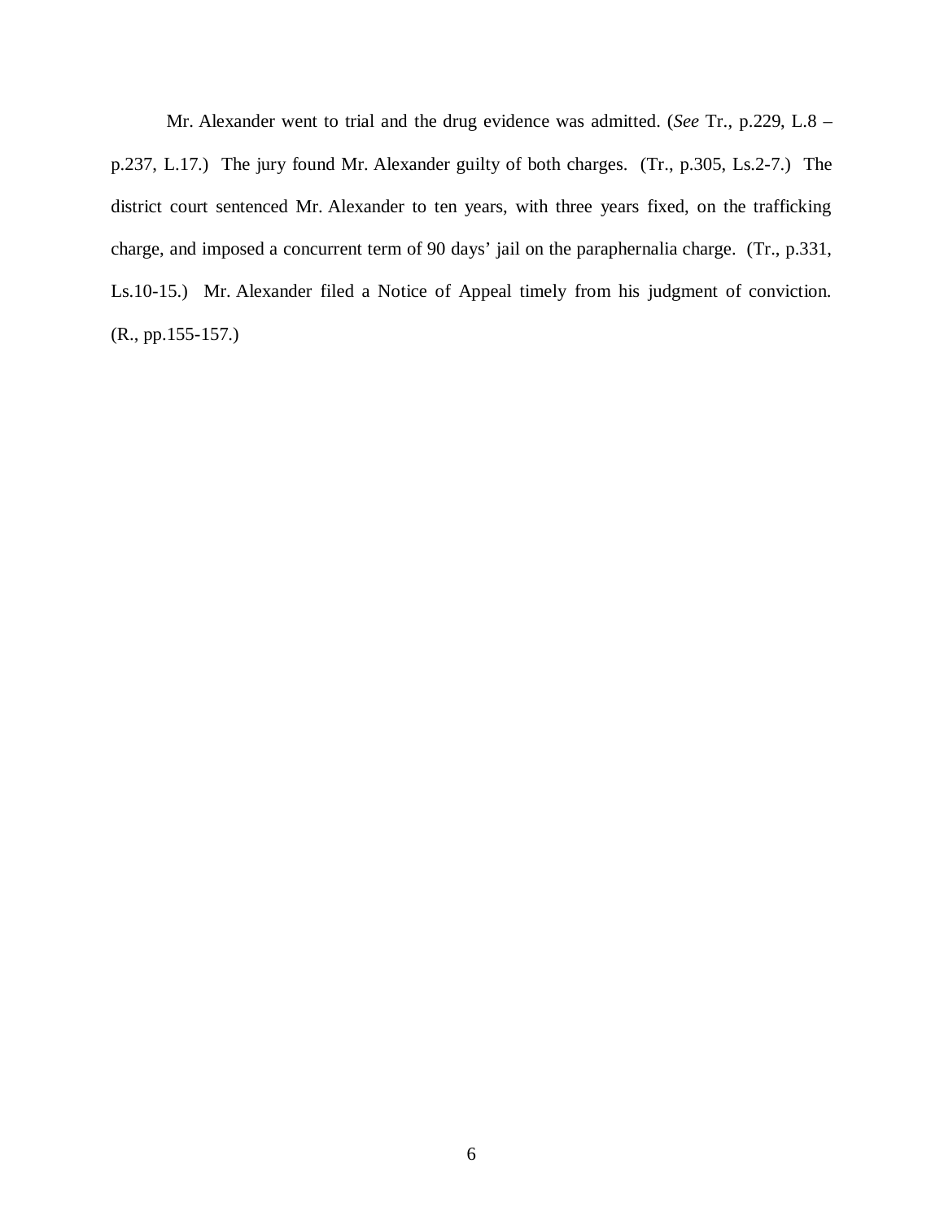Mr. Alexander went to trial and the drug evidence was admitted. (*See* Tr., p.229, L.8 – p.237, L.17.) The jury found Mr. Alexander guilty of both charges. (Tr., p.305, Ls.2-7.) The district court sentenced Mr. Alexander to ten years, with three years fixed, on the trafficking charge, and imposed a concurrent term of 90 days' jail on the paraphernalia charge. (Tr., p.331, Ls.10-15.) Mr. Alexander filed a Notice of Appeal timely from his judgment of conviction. (R., pp.155-157.)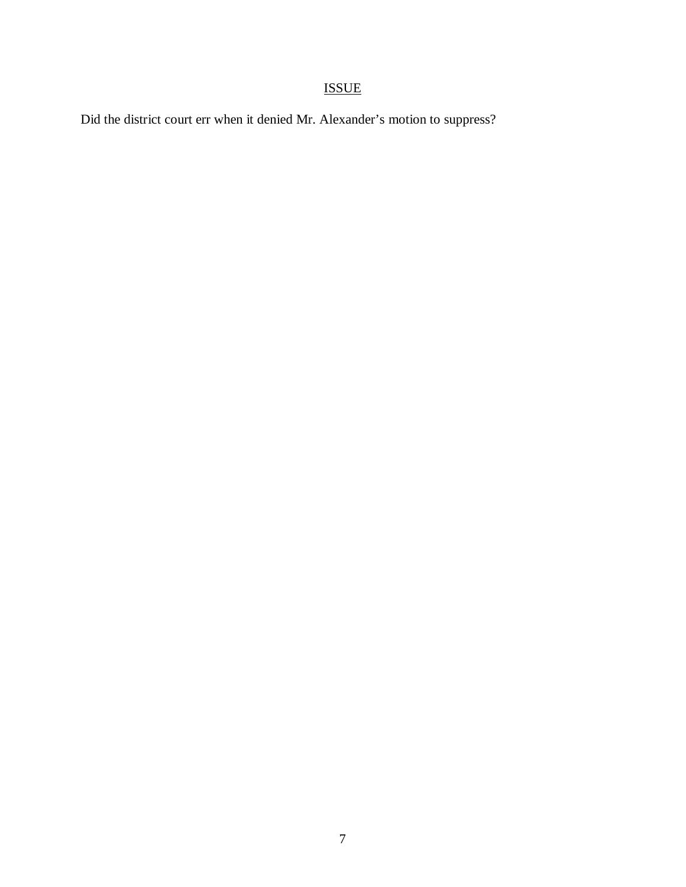## ISSUE

Did the district court err when it denied Mr. Alexander's motion to suppress?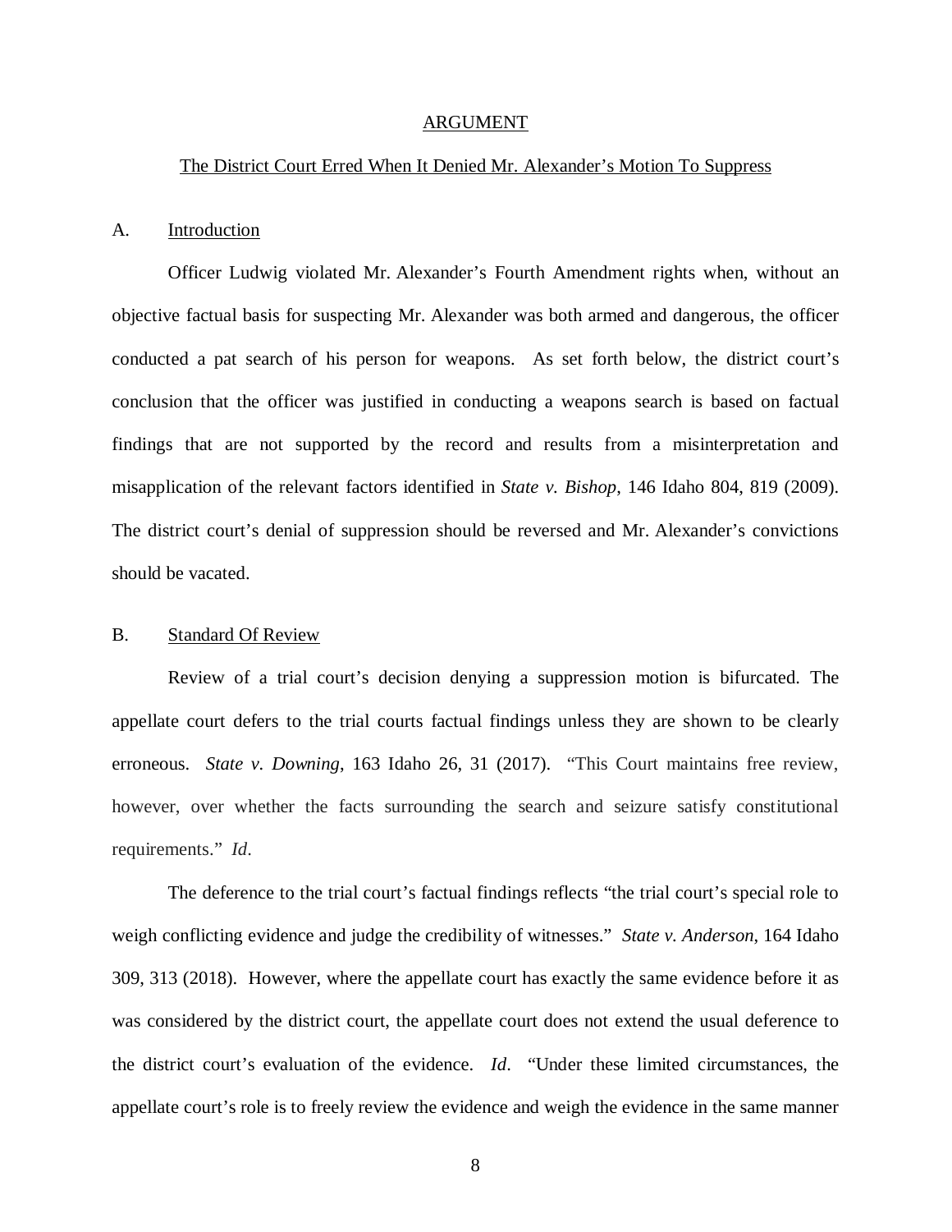## ARGUMENT

### The District Court Erred When It Denied Mr. Alexander's Motion To Suppress

### A. Introduction

Officer Ludwig violated Mr. Alexander's Fourth Amendment rights when, without an objective factual basis for suspecting Mr. Alexander was both armed and dangerous, the officer conducted a pat search of his person for weapons. As set forth below, the district court's conclusion that the officer was justified in conducting a weapons search is based on factual findings that are not supported by the record and results from a misinterpretation and misapplication of the relevant factors identified in *State v. Bishop*, 146 Idaho 804, 819 (2009). The district court's denial of suppression should be reversed and Mr. Alexander's convictions should be vacated.

### B. Standard Of Review

Review of a trial court's decision denying a suppression motion is bifurcated. The appellate court defers to the trial courts factual findings unless they are shown to be clearly erroneous. *State v. Downing*, 163 Idaho 26, 31 (2017). "This Court maintains free review, however, over whether the facts surrounding the search and seizure satisfy constitutional requirements." *Id*.

The deference to the trial court's factual findings reflects "the trial court's special role to weigh conflicting evidence and judge the credibility of witnesses." *State v. Anderson*, 164 Idaho 309, 313 (2018). However, where the appellate court has exactly the same evidence before it as was considered by the district court, the appellate court does not extend the usual deference to the district court's evaluation of the evidence. *Id*. "Under these limited circumstances, the appellate court's role is to freely review the evidence and weigh the evidence in the same manner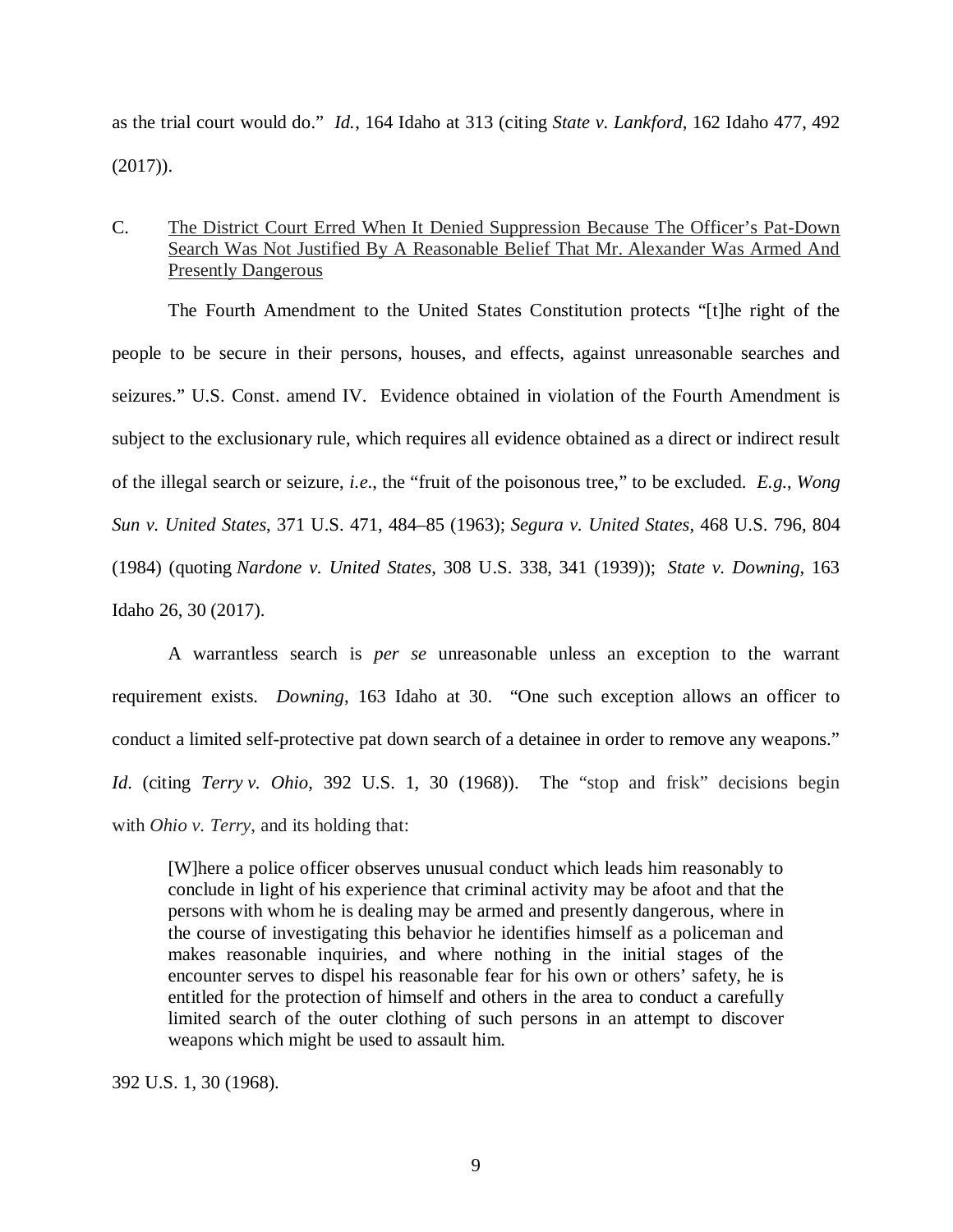as the trial court would do." *Id.*, 164 Idaho at 313 (citing *State v. Lankford*, 162 Idaho 477, 492 (2017)).

C. The District Court Erred When It Denied Suppression Because The Officer's Pat-Down Search Was Not Justified By A Reasonable Belief That Mr. Alexander Was Armed And Presently Dangerous

The Fourth Amendment to the United States Constitution protects "[t]he right of the people to be secure in their persons, houses, and effects, against unreasonable searches and seizures." U.S. Const. amend IV. Evidence obtained in violation of the Fourth Amendment is subject to the exclusionary rule, which requires all evidence obtained as a direct or indirect result of the illegal search or seizure, *i.e*., the "fruit of the poisonous tree," to be excluded. *E.g.*, *Wong Sun v. United States*, 371 U.S. 471, 484–85 (1963); *Segura v. United States*, 468 U.S. 796, 804 (1984) (quoting *Nardone v. United States*, 308 U.S. 338, 341 (1939)); *State v. Downing*, 163 Idaho 26, 30 (2017).

A warrantless search is *per se* unreasonable unless an exception to the warrant requirement exists. *Downing*, 163 Idaho at 30. "One such exception allows an officer to conduct a limited self-protective pat down search of a detainee in order to remove any weapons." *Id.* (citing *Terry v. Ohio*, 392 U.S. 1, 30 (1968)). The "stop and frisk" decisions begin with *Ohio v. Terry*, and its holding that:

> [W]here a police officer observes unusual conduct which leads him reasonably to conclude in light of his experience that criminal activity may be afoot and that the persons with whom he is dealing may be armed and presently dangerous, where in the course of investigating this behavior he identifies himself as a policeman and makes reasonable inquiries, and where nothing in the initial stages of the encounter serves to dispel his reasonable fear for his own or others' safety, he is entitled for the protection of himself and others in the area to conduct a carefully limited search of the outer clothing of such persons in an attempt to discover weapons which might be used to assault him.

392 U.S. 1, 30 (1968).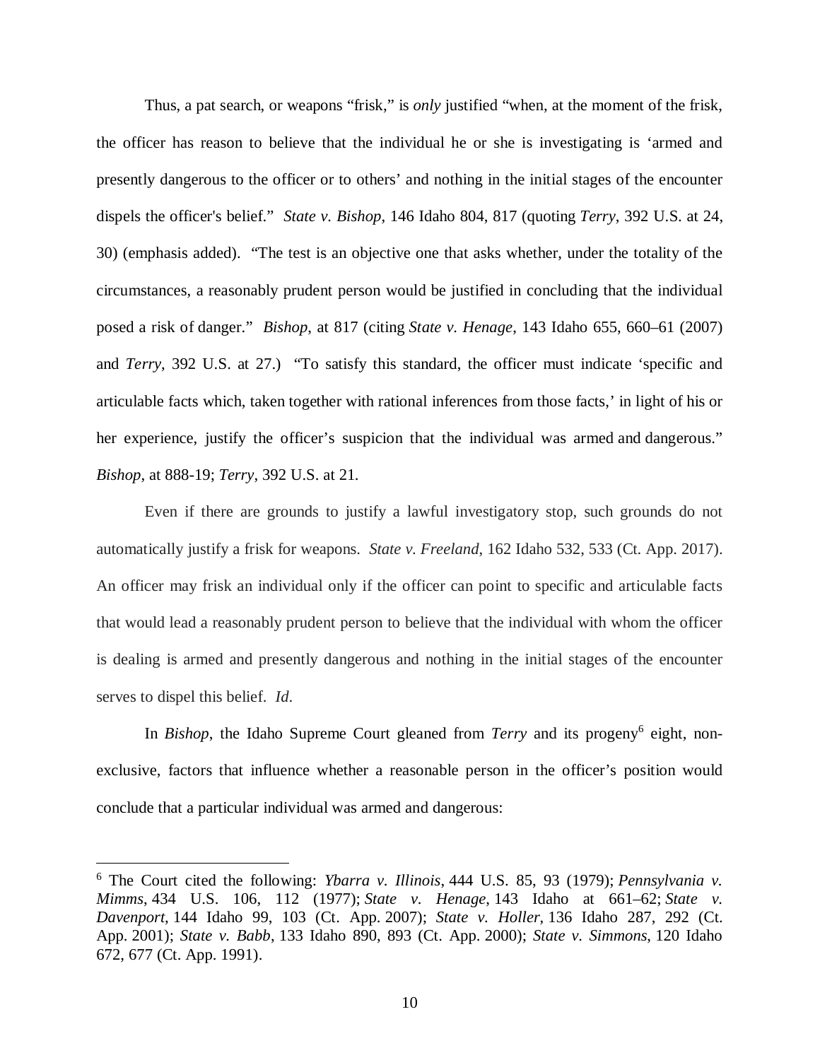Thus, a pat search, or weapons "frisk," is *only* justified "when, at the moment of the frisk, the officer has reason to believe that the individual he or she is investigating is 'armed and presently dangerous to the officer or to others' and nothing in the initial stages of the encounter dispels the officer's belief." *State v. Bishop*, 146 Idaho 804, 817 (quoting *Terry*, 392 U.S. at 24, 30) (emphasis added). "The test is an objective one that asks whether, under the totality of the circumstances, a reasonably prudent person would be justified in concluding that the individual posed a risk of danger." *Bishop*, at 817 (citing *State v. Henage*, 143 Idaho 655, 660–61 (2007) and *Terry*, 392 U.S. at 27.) "To satisfy this standard, the officer must indicate 'specific and articulable facts which, taken together with rational inferences from those facts,' in light of his or her experience, justify the officer's suspicion that the individual was armed and dangerous." *Bishop*, at 888-19; *Terry*, 392 U.S. at 21.

Even if there are grounds to justify a lawful investigatory stop, such grounds do not automatically justify a frisk for weapons. *State v. Freeland*, 162 Idaho 532, 533 (Ct. App. 2017). An officer may frisk an individual only if the officer can point to specific and articulable facts that would lead a reasonably prudent person to believe that the individual with whom the officer is dealing is armed and presently dangerous and nothing in the initial stages of the encounter serves to dispel this belief. *Id*.

In *Bishop*, the Idaho Supreme Court gleaned from *Terry* and its progeny[6] eight, non-exclusive, factors that influence whether a reasonable person in the officer's position would conclude that a particular individual was armed and dangerous:

---

[6] The Court cited the following: *Ybarra v. Illinois*, 444 U.S. 85, 93 (1979); *Pennsylvania v. Mimms*, 434 U.S. 106, 112 (1977); *State v. Henage*, 143 Idaho at 661–62; *State v. Davenport*, 144 Idaho 99, 103 (Ct. App. 2007); *State v. Holler*, 136 Idaho 287, 292 (Ct. App. 2001); *State v. Babb*, 133 Idaho 890, 893 (Ct. App. 2000); *State v. Simmons*, 120 Idaho 672, 677 (Ct. App. 1991).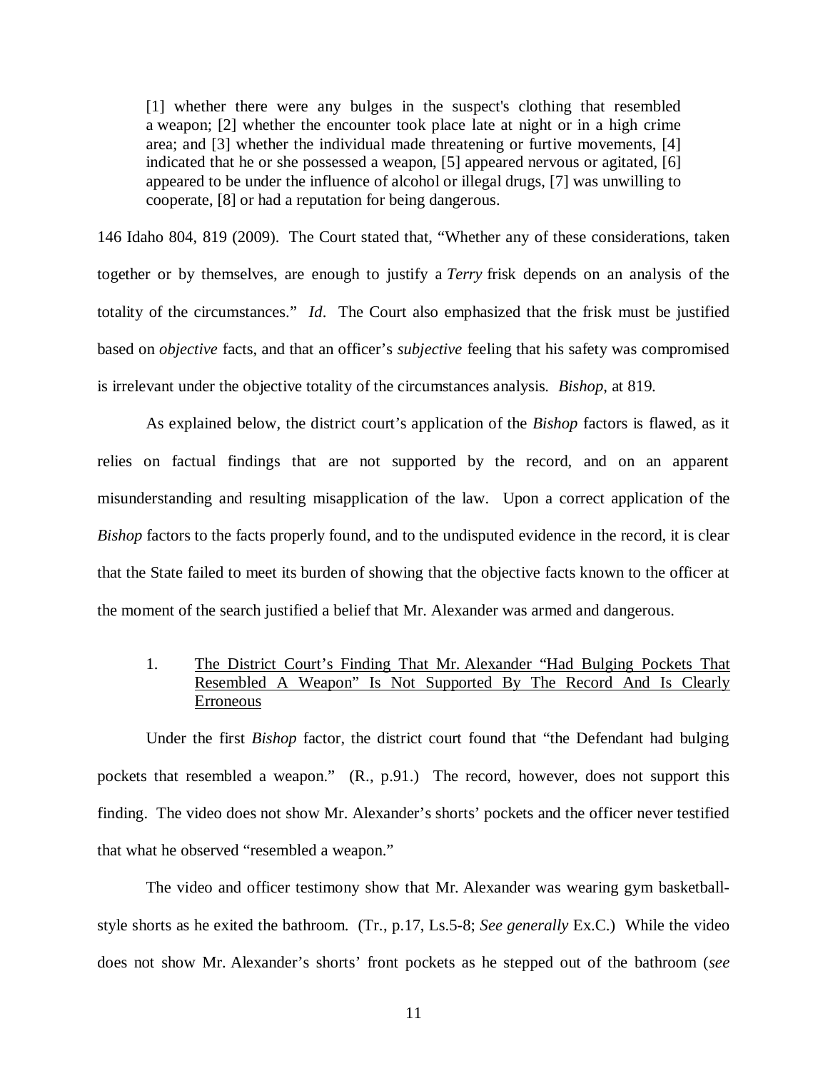> [1] whether there were any bulges in the suspect's clothing that resembled a weapon; [2] whether the encounter took place late at night or in a high crime area; and [3] whether the individual made threatening or furtive movements, [4] indicated that he or she possessed a weapon, [5] appeared nervous or agitated, [6] appeared to be under the influence of alcohol or illegal drugs, [7] was unwilling to cooperate, [8] or had a reputation for being dangerous.

146 Idaho 804, 819 (2009). The Court stated that, "Whether any of these considerations, taken together or by themselves, are enough to justify a *Terry* frisk depends on an analysis of the totality of the circumstances." *Id*. The Court also emphasized that the frisk must be justified based on *objective* facts, and that an officer's *subjective* feeling that his safety was compromised is irrelevant under the objective totality of the circumstances analysis. *Bishop*, at 819.

As explained below, the district court's application of the *Bishop* factors is flawed, as it relies on factual findings that are not supported by the record, and on an apparent misunderstanding and resulting misapplication of the law. Upon a correct application of the *Bishop* factors to the facts properly found, and to the undisputed evidence in the record, it is clear that the State failed to meet its burden of showing that the objective facts known to the officer at the moment of the search justified a belief that Mr. Alexander was armed and dangerous.

1. <u>The District Court's Finding That Mr. Alexander "Had Bulging Pockets That Resembled A Weapon" Is Not Supported By The Record And Is Clearly Erroneous</u>

Under the first *Bishop* factor, the district court found that "the Defendant had bulging pockets that resembled a weapon." (R., p.91.) The record, however, does not support this finding. The video does not show Mr. Alexander's shorts' pockets and the officer never testified that what he observed "resembled a weapon."

The video and officer testimony show that Mr. Alexander was wearing gym basketball-style shorts as he exited the bathroom. (Tr., p.17, Ls.5-8; *See generally* Ex.C.) While the video does not show Mr. Alexander's shorts' front pockets as he stepped out of the bathroom (*see*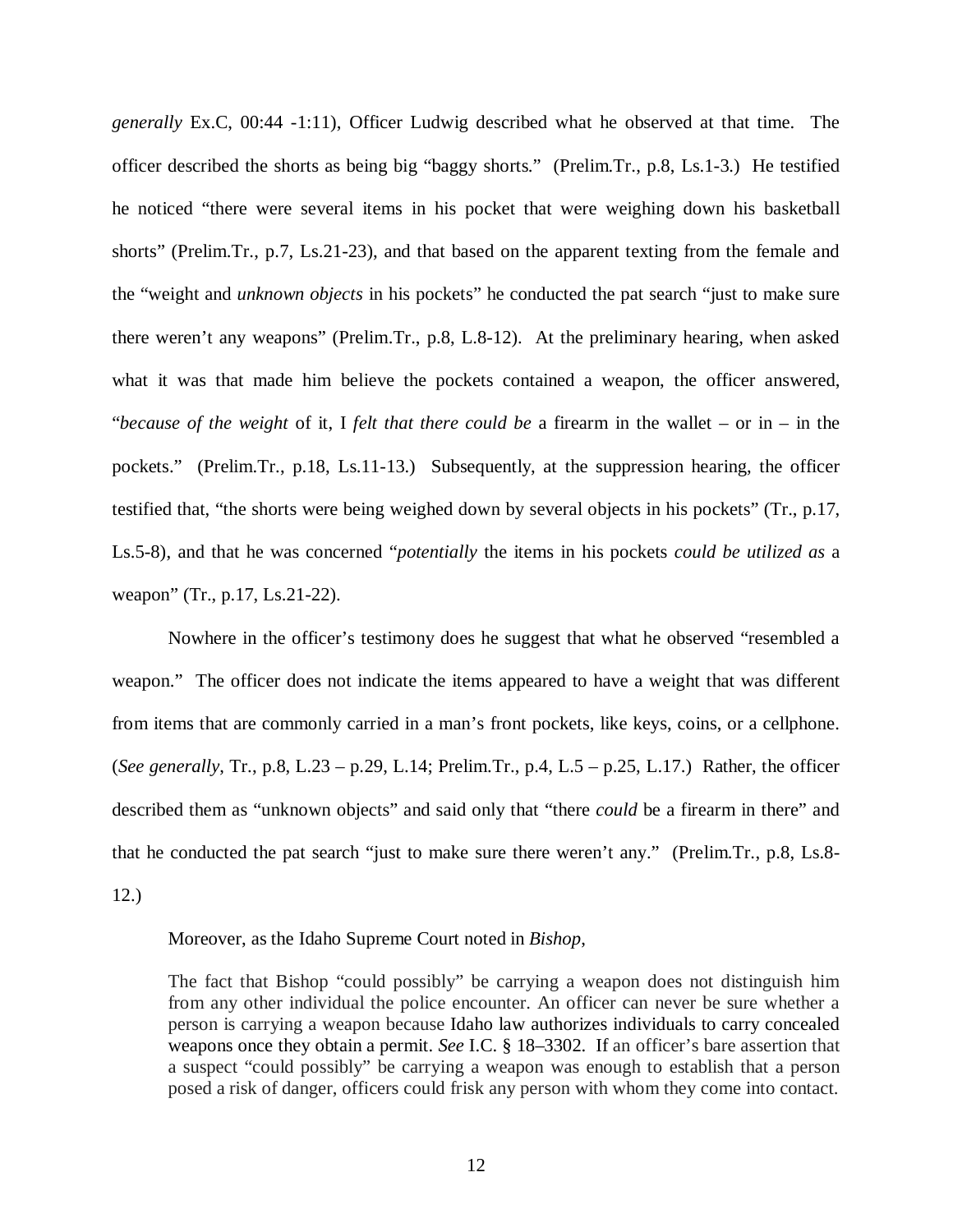*generally* Ex.C, 00:44 -1:11), Officer Ludwig described what he observed at that time. The officer described the shorts as being big "baggy shorts." (Prelim.Tr., p.8, Ls.1-3.) He testified he noticed "there were several items in his pocket that were weighing down his basketball shorts" (Prelim.Tr., p.7, Ls.21-23), and that based on the apparent texting from the female and the "weight and *unknown objects* in his pockets" he conducted the pat search "just to make sure there weren't any weapons" (Prelim.Tr., p.8, L.8-12). At the preliminary hearing, when asked what it was that made him believe the pockets contained a weapon, the officer answered, "*because of the weight* of it, I *felt that there could be* a firearm in the wallet – or in – in the pockets." (Prelim.Tr., p.18, Ls.11-13.) Subsequently, at the suppression hearing, the officer testified that, "the shorts were being weighed down by several objects in his pockets" (Tr., p.17, Ls.5-8), and that he was concerned "*potentially* the items in his pockets *could be utilized as* a weapon" (Tr., p.17, Ls.21-22).

Nowhere in the officer's testimony does he suggest that what he observed "resembled a weapon." The officer does not indicate the items appeared to have a weight that was different from items that are commonly carried in a man's front pockets, like keys, coins, or a cellphone. (*See generally*, Tr., p.8, L.23 – p.29, L.14; Prelim.Tr., p.4, L.5 – p.25, L.17.) Rather, the officer described them as "unknown objects" and said only that "there *could* be a firearm in there" and that he conducted the pat search "just to make sure there weren't any." (Prelim.Tr., p.8, Ls.8-12.)

Moreover, as the Idaho Supreme Court noted in *Bishop*,

> The fact that Bishop "could possibly" be carrying a weapon does not distinguish him from any other individual the police encounter. An officer can never be sure whether a person is carrying a weapon because Idaho law authorizes individuals to carry concealed weapons once they obtain a permit. *See* I.C. § 18–3302. If an officer's bare assertion that a suspect "could possibly" be carrying a weapon was enough to establish that a person posed a risk of danger, officers could frisk any person with whom they come into contact.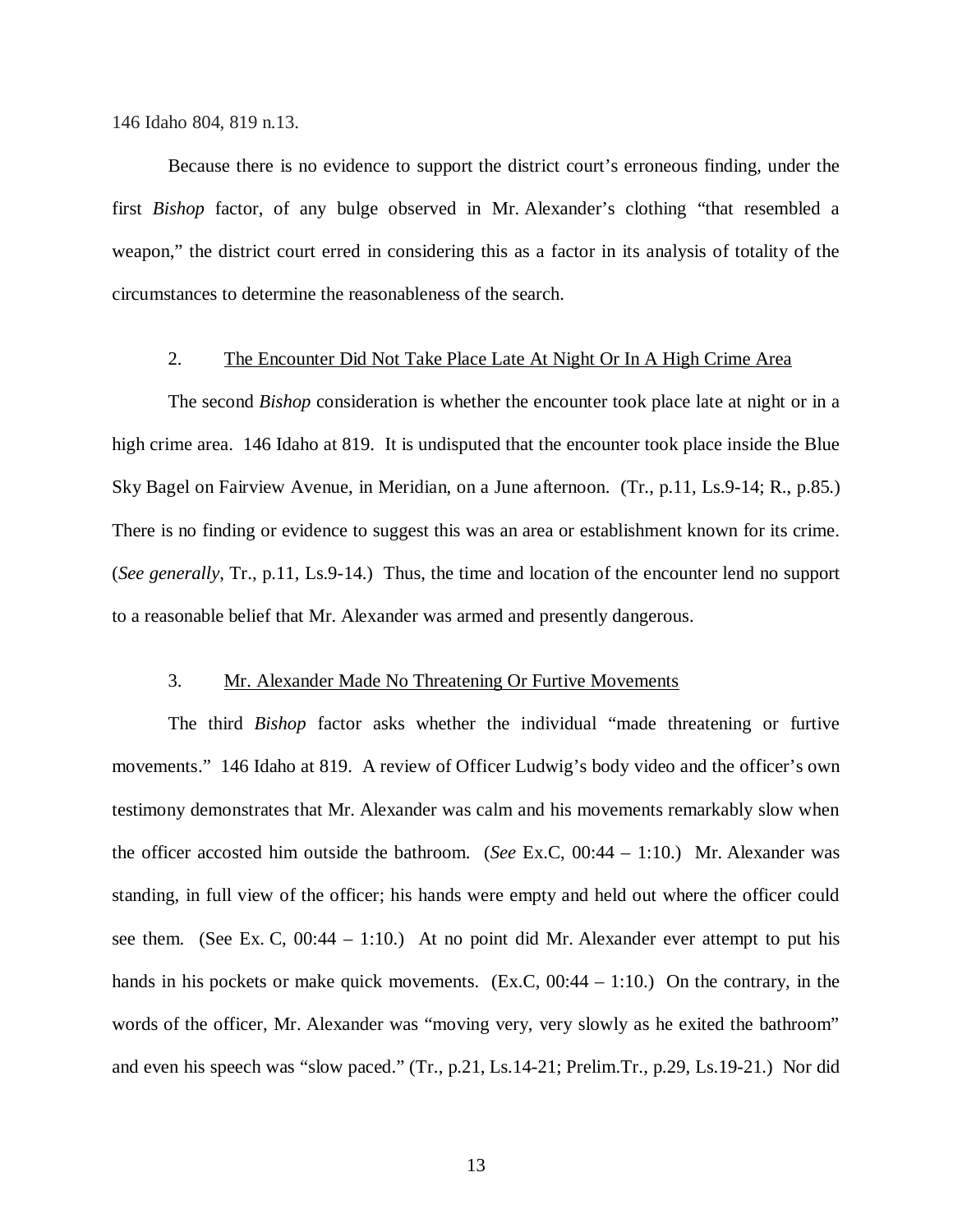146 Idaho 804, 819 n.13.

Because there is no evidence to support the district court's erroneous finding, under the first *Bishop* factor, of any bulge observed in Mr. Alexander's clothing "that resembled a weapon," the district court erred in considering this as a factor in its analysis of totality of the circumstances to determine the reasonableness of the search.

### 2. The Encounter Did Not Take Place Late At Night Or In A High Crime Area

The second *Bishop* consideration is whether the encounter took place late at night or in a high crime area. 146 Idaho at 819. It is undisputed that the encounter took place inside the Blue Sky Bagel on Fairview Avenue, in Meridian, on a June afternoon. (Tr., p.11, Ls.9-14; R., p.85.) There is no finding or evidence to suggest this was an area or establishment known for its crime. (*See generally*, Tr., p.11, Ls.9-14.) Thus, the time and location of the encounter lend no support to a reasonable belief that Mr. Alexander was armed and presently dangerous.

### 3. Mr. Alexander Made No Threatening Or Furtive Movements

The third *Bishop* factor asks whether the individual "made threatening or furtive movements." 146 Idaho at 819. A review of Officer Ludwig's body video and the officer's own testimony demonstrates that Mr. Alexander was calm and his movements remarkably slow when the officer accosted him outside the bathroom. (*See* Ex.C, 00:44 – 1:10.) Mr. Alexander was standing, in full view of the officer; his hands were empty and held out where the officer could see them. (See Ex. C, 00:44 – 1:10.) At no point did Mr. Alexander ever attempt to put his hands in his pockets or make quick movements. (Ex.C, 00:44 – 1:10.) On the contrary, in the words of the officer, Mr. Alexander was "moving very, very slowly as he exited the bathroom" and even his speech was "slow paced." (Tr., p.21, Ls.14-21; Prelim.Tr., p.29, Ls.19-21.) Nor did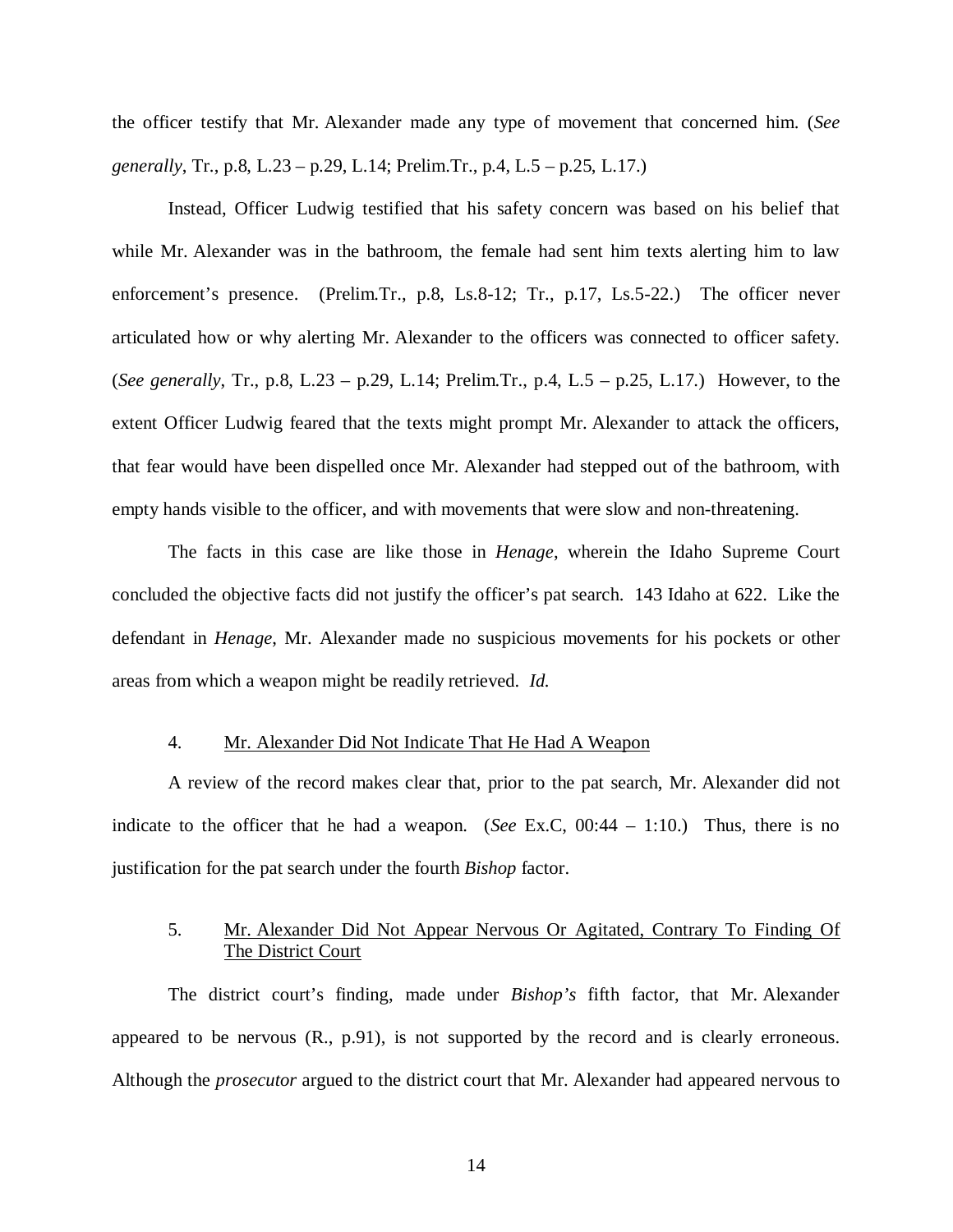the officer testify that Mr. Alexander made any type of movement that concerned him. (*See generally*, Tr., p.8, L.23 – p.29, L.14; Prelim.Tr., p.4, L.5 – p.25, L.17.)

Instead, Officer Ludwig testified that his safety concern was based on his belief that while Mr. Alexander was in the bathroom, the female had sent him texts alerting him to law enforcement's presence. (Prelim.Tr., p.8, Ls.8-12; Tr., p.17, Ls.5-22.) The officer never articulated how or why alerting Mr. Alexander to the officers was connected to officer safety. (*See generally*, Tr., p.8, L.23 – p.29, L.14; Prelim.Tr., p.4, L.5 – p.25, L.17.) However, to the extent Officer Ludwig feared that the texts might prompt Mr. Alexander to attack the officers, that fear would have been dispelled once Mr. Alexander had stepped out of the bathroom, with empty hands visible to the officer, and with movements that were slow and non-threatening.

The facts in this case are like those in *Henage*, wherein the Idaho Supreme Court concluded the objective facts did not justify the officer's pat search. 143 Idaho at 622. Like the defendant in *Henage*, Mr. Alexander made no suspicious movements for his pockets or other areas from which a weapon might be readily retrieved. *Id.*

4. <u>Mr. Alexander Did Not Indicate That He Had A Weapon</u>

A review of the record makes clear that, prior to the pat search, Mr. Alexander did not indicate to the officer that he had a weapon. (*See* Ex.C, 00:44 – 1:10.) Thus, there is no justification for the pat search under the fourth *Bishop* factor.

5. <u>Mr. Alexander Did Not Appear Nervous Or Agitated, Contrary To Finding Of The District Court</u>

The district court's finding, made under *Bishop's* fifth factor, that Mr. Alexander appeared to be nervous (R., p.91), is not supported by the record and is clearly erroneous. Although the *prosecutor* argued to the district court that Mr. Alexander had appeared nervous to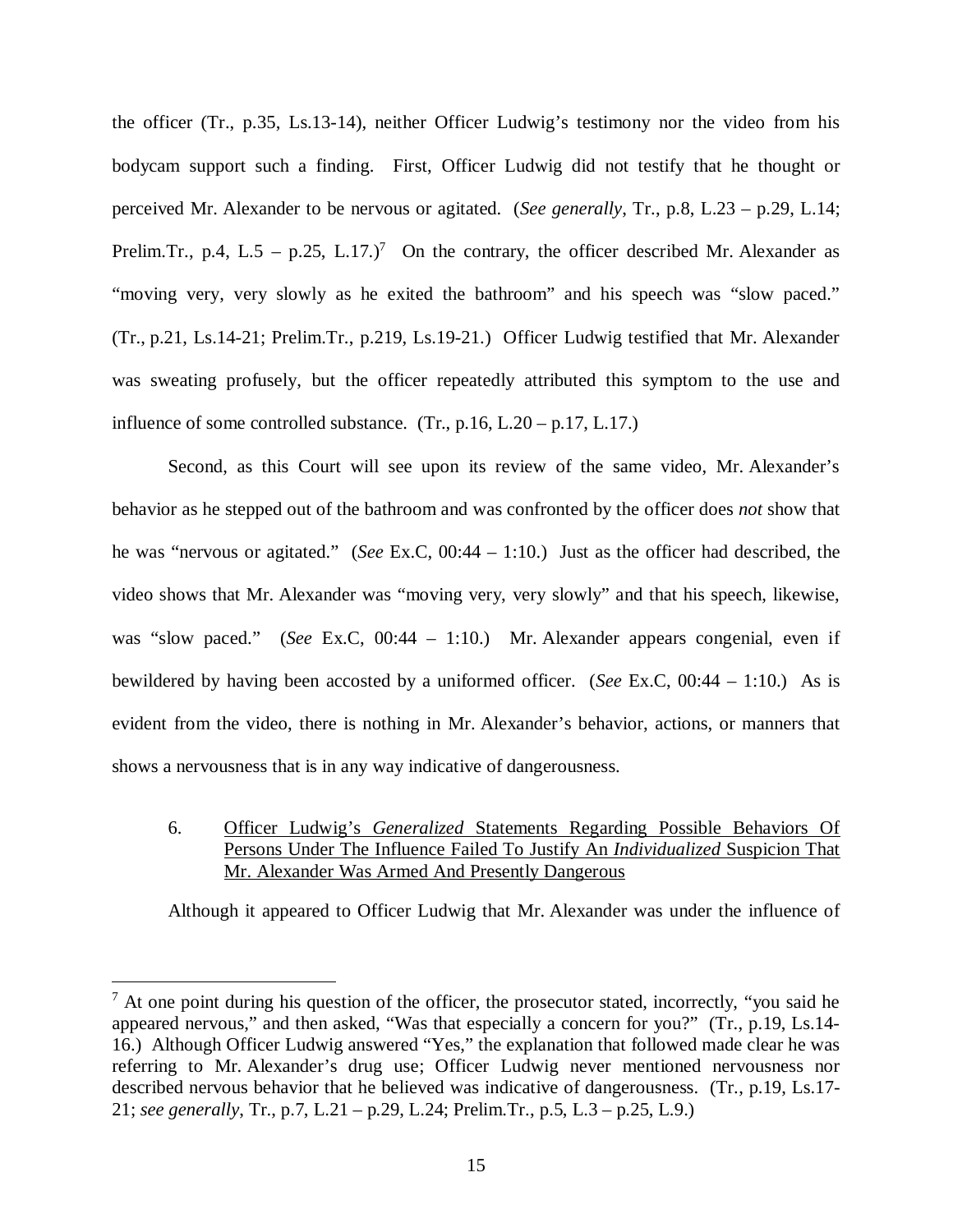the officer (Tr., p.35, Ls.13-14), neither Officer Ludwig's testimony nor the video from his bodycam support such a finding. First, Officer Ludwig did not testify that he thought or perceived Mr. Alexander to be nervous or agitated. (*See generally*, Tr., p.8, L.23 – p.29, L.14; Prelim.Tr., p.4, L.5 – p.25, L.17.)[7] On the contrary, the officer described Mr. Alexander as "moving very, very slowly as he exited the bathroom" and his speech was "slow paced." (Tr., p.21, Ls.14-21; Prelim.Tr., p.219, Ls.19-21.) Officer Ludwig testified that Mr. Alexander was sweating profusely, but the officer repeatedly attributed this symptom to the use and influence of some controlled substance. (Tr., p.16, L.20 – p.17, L.17.)

Second, as this Court will see upon its review of the same video, Mr. Alexander's behavior as he stepped out of the bathroom and was confronted by the officer does *not* show that he was "nervous or agitated." (*See* Ex.C, 00:44 – 1:10.) Just as the officer had described, the video shows that Mr. Alexander was "moving very, very slowly" and that his speech, likewise, was "slow paced." (*See* Ex.C, 00:44 – 1:10.) Mr. Alexander appears congenial, even if bewildered by having been accosted by a uniformed officer. (*See* Ex.C, 00:44 – 1:10.) As is evident from the video, there is nothing in Mr. Alexander's behavior, actions, or manners that shows a nervousness that is in any way indicative of dangerousness.

### 6. Officer Ludwig's *Generalized* Statements Regarding Possible Behaviors Of Persons Under The Influence Failed To Justify An *Individualized* Suspicion That Mr. Alexander Was Armed And Presently Dangerous

Although it appeared to Officer Ludwig that Mr. Alexander was under the influence of

---

[7] At one point during his question of the officer, the prosecutor stated, incorrectly, "you said he appeared nervous," and then asked, "Was that especially a concern for you?" (Tr., p.19, Ls.14-16.) Although Officer Ludwig answered "Yes," the explanation that followed made clear he was referring to Mr. Alexander's drug use; Officer Ludwig never mentioned nervousness nor described nervous behavior that he believed was indicative of dangerousness. (Tr., p.19, Ls.17-21; *see generally*, Tr., p.7, L.21 – p.29, L.24; Prelim.Tr., p.5, L.3 – p.25, L.9.)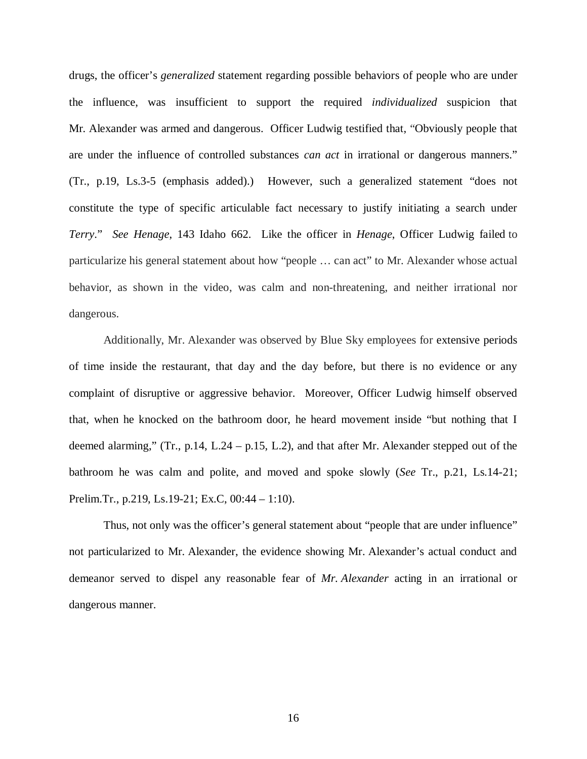drugs, the officer's *generalized* statement regarding possible behaviors of people who are under the influence, was insufficient to support the required *individualized* suspicion that Mr. Alexander was armed and dangerous. Officer Ludwig testified that, "Obviously people that are under the influence of controlled substances *can act* in irrational or dangerous manners." (Tr., p.19, Ls.3-5 (emphasis added).) However, such a generalized statement "does not constitute the type of specific articulable fact necessary to justify initiating a search under *Terry*." *See Henage*, 143 Idaho 662. Like the officer in *Henage*, Officer Ludwig failed to particularize his general statement about how "people … can act" to Mr. Alexander whose actual behavior, as shown in the video, was calm and non-threatening, and neither irrational nor dangerous.

Additionally, Mr. Alexander was observed by Blue Sky employees for extensive periods of time inside the restaurant, that day and the day before, but there is no evidence or any complaint of disruptive or aggressive behavior. Moreover, Officer Ludwig himself observed that, when he knocked on the bathroom door, he heard movement inside "but nothing that I deemed alarming," (Tr., p.14, L.24 – p.15, L.2), and that after Mr. Alexander stepped out of the bathroom he was calm and polite, and moved and spoke slowly (*See* Tr., p.21, Ls.14-21; Prelim.Tr., p.219, Ls.19-21; Ex.C, 00:44 – 1:10).

Thus, not only was the officer's general statement about "people that are under influence" not particularized to Mr. Alexander, the evidence showing Mr. Alexander's actual conduct and demeanor served to dispel any reasonable fear of *Mr. Alexander* acting in an irrational or dangerous manner.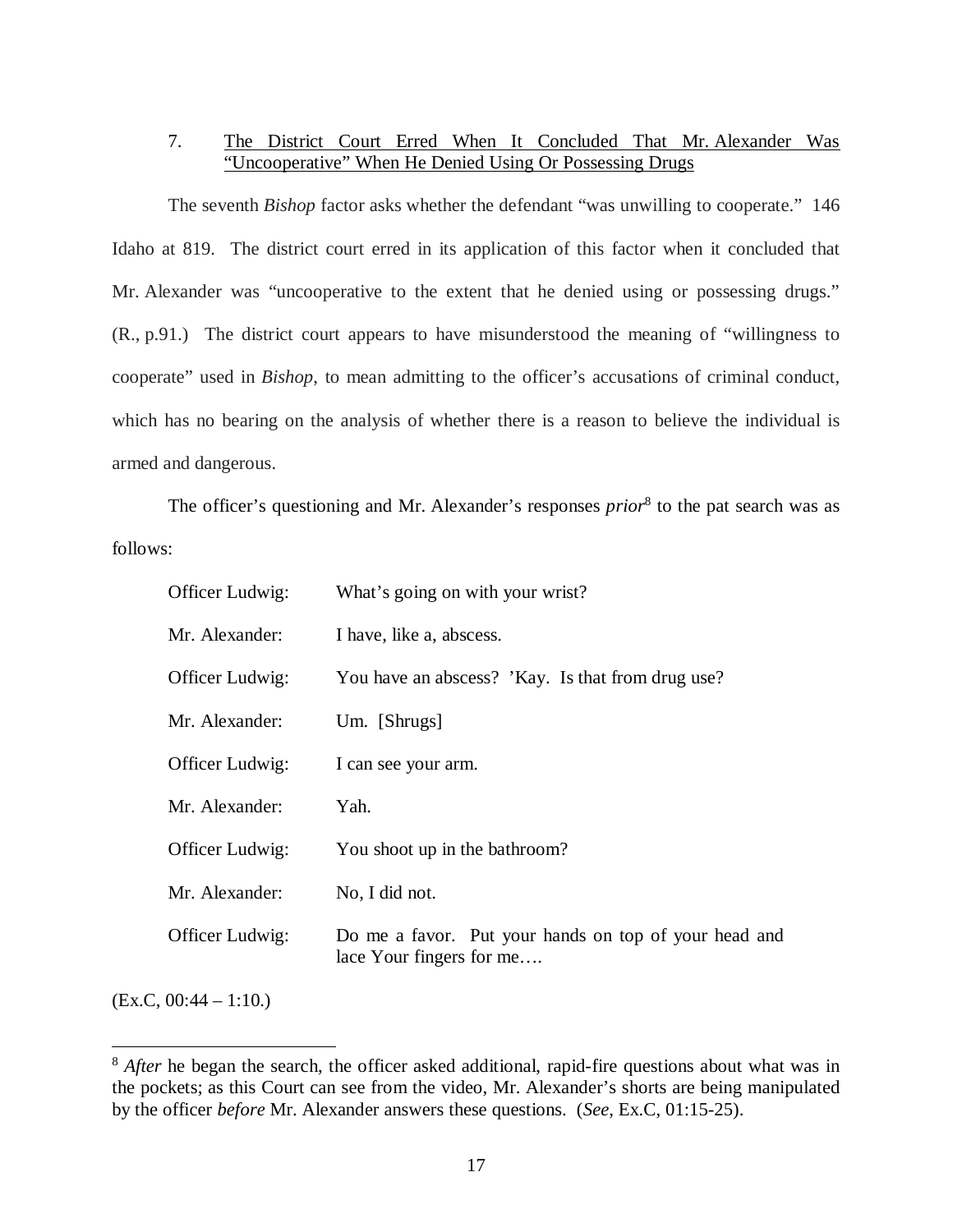7. The District Court Erred When It Concluded That Mr. Alexander Was "Uncooperative" When He Denied Using Or Possessing Drugs

The seventh *Bishop* factor asks whether the defendant "was unwilling to cooperate." 146 Idaho at 819. The district court erred in its application of this factor when it concluded that Mr. Alexander was "uncooperative to the extent that he denied using or possessing drugs." (R., p.91.) The district court appears to have misunderstood the meaning of "willingness to cooperate" used in *Bishop*, to mean admitting to the officer's accusations of criminal conduct, which has no bearing on the analysis of whether there is a reason to believe the individual is armed and dangerous.

The officer's questioning and Mr. Alexander's responses *prior*[8] to the pat search was as follows:

| | |
|---|---|
| Officer Ludwig: | What's going on with your wrist? |
| Mr. Alexander: | I have, like a, abscess. |
| Officer Ludwig: | You have an abscess? 'Kay. Is that from drug use? |
| Mr. Alexander: | Um. [Shrugs] |
| Officer Ludwig: | I can see your arm. |
| Mr. Alexander: | Yah. |
| Officer Ludwig: | You shoot up in the bathroom? |
| Mr. Alexander: | No, I did not. |
| Officer Ludwig: | Do me a favor. Put your hands on top of your head and lace Your fingers for me…. |

(Ex.C, 00:44 – 1:10.)

[8] *After* he began the search, the officer asked additional, rapid-fire questions about what was in the pockets; as this Court can see from the video, Mr. Alexander's shorts are being manipulated by the officer *before* Mr. Alexander answers these questions. (*See*, Ex.C, 01:15-25).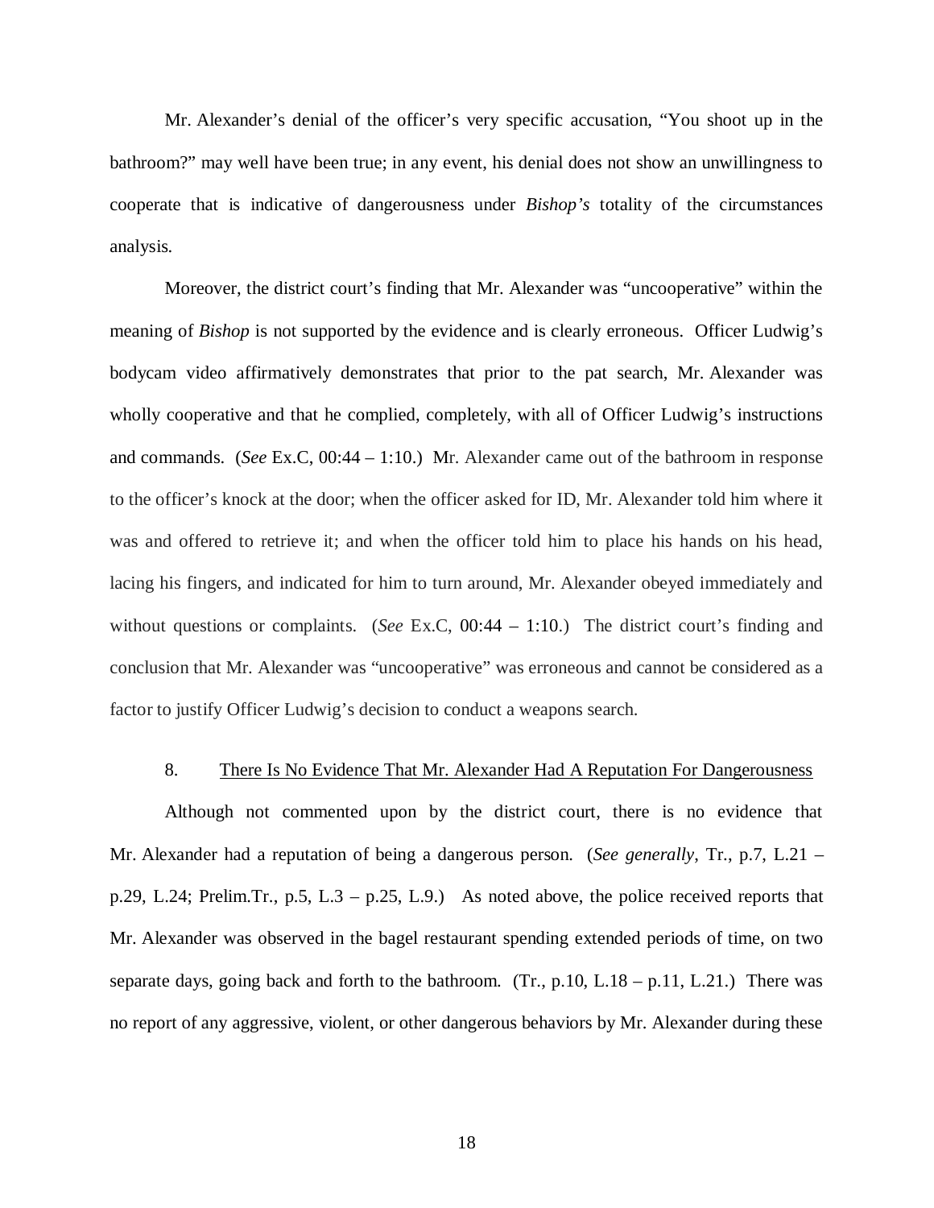Mr. Alexander's denial of the officer's very specific accusation, "You shoot up in the bathroom?" may well have been true; in any event, his denial does not show an unwillingness to cooperate that is indicative of dangerousness under *Bishop's* totality of the circumstances analysis.

Moreover, the district court's finding that Mr. Alexander was "uncooperative" within the meaning of *Bishop* is not supported by the evidence and is clearly erroneous. Officer Ludwig's bodycam video affirmatively demonstrates that prior to the pat search, Mr. Alexander was wholly cooperative and that he complied, completely, with all of Officer Ludwig's instructions and commands. (*See* Ex.C, 00:44 – 1:10.) Mr. Alexander came out of the bathroom in response to the officer's knock at the door; when the officer asked for ID, Mr. Alexander told him where it was and offered to retrieve it; and when the officer told him to place his hands on his head, lacing his fingers, and indicated for him to turn around, Mr. Alexander obeyed immediately and without questions or complaints. (*See* Ex.C, 00:44 – 1:10.) The district court's finding and conclusion that Mr. Alexander was "uncooperative" was erroneous and cannot be considered as a factor to justify Officer Ludwig's decision to conduct a weapons search.

8. <u>There Is No Evidence That Mr. Alexander Had A Reputation For Dangerousness</u>

Although not commented upon by the district court, there is no evidence that Mr. Alexander had a reputation of being a dangerous person. (*See generally*, Tr., p.7, L.21 – p.29, L.24; Prelim.Tr., p.5, L.3 – p.25, L.9.) As noted above, the police received reports that Mr. Alexander was observed in the bagel restaurant spending extended periods of time, on two separate days, going back and forth to the bathroom. (Tr., p.10, L.18 – p.11, L.21.) There was no report of any aggressive, violent, or other dangerous behaviors by Mr. Alexander during these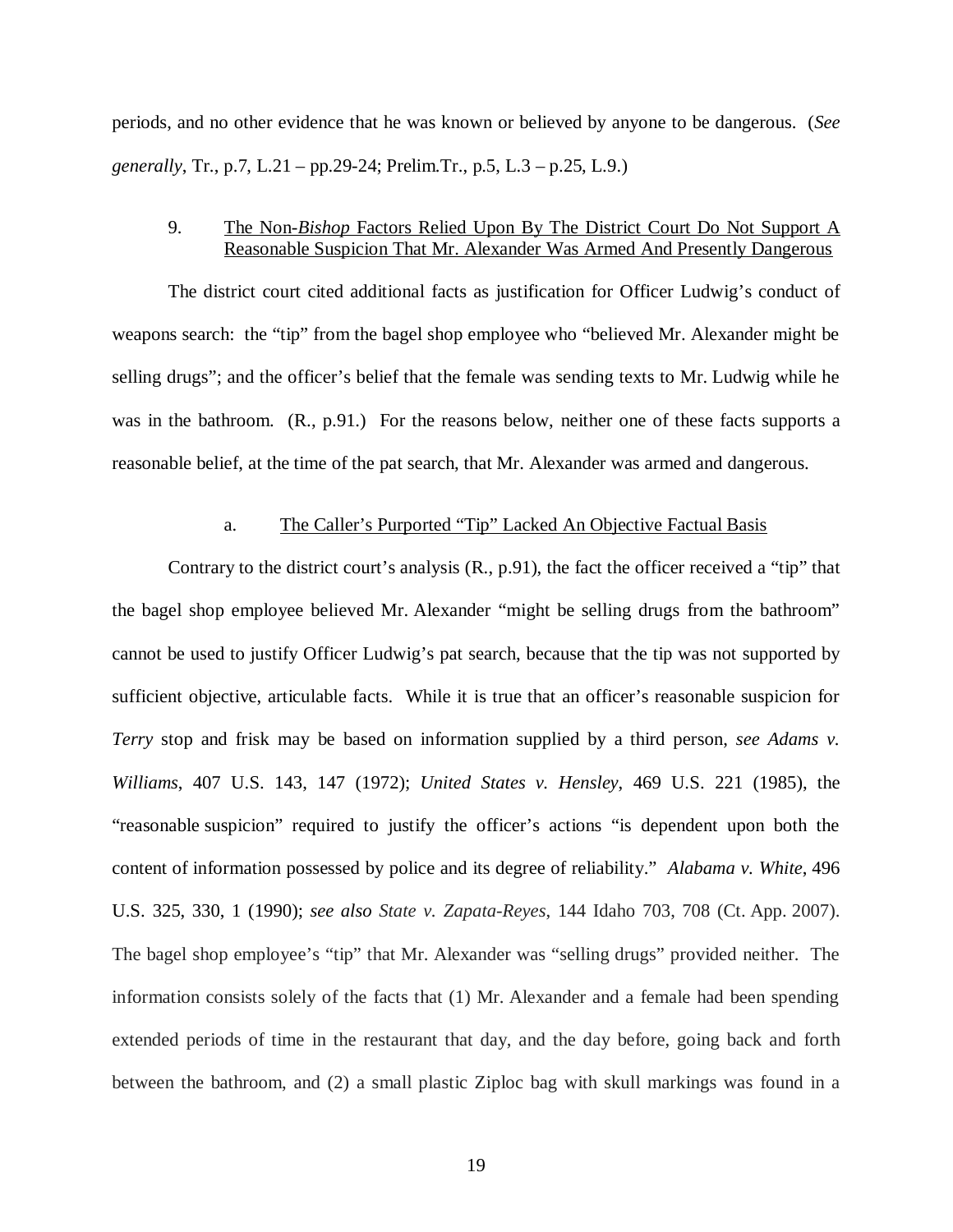periods, and no other evidence that he was known or believed by anyone to be dangerous. (*See generally*, Tr., p.7, L.21 – pp.29-24; Prelim.Tr., p.5, L.3 – p.25, L.9.)

9. <u>The Non-*Bishop* Factors Relied Upon By The District Court Do Not Support A Reasonable Suspicion That Mr. Alexander Was Armed And Presently Dangerous</u>

The district court cited additional facts as justification for Officer Ludwig's conduct of weapons search: the "tip" from the bagel shop employee who "believed Mr. Alexander might be selling drugs"; and the officer's belief that the female was sending texts to Mr. Ludwig while he was in the bathroom. (R., p.91.) For the reasons below, neither one of these facts supports a reasonable belief, at the time of the pat search, that Mr. Alexander was armed and dangerous.

a. <u>The Caller's Purported "Tip" Lacked An Objective Factual Basis</u>

Contrary to the district court's analysis (R., p.91), the fact the officer received a "tip" that the bagel shop employee believed Mr. Alexander "might be selling drugs from the bathroom" cannot be used to justify Officer Ludwig's pat search, because that the tip was not supported by sufficient objective, articulable facts. While it is true that an officer's reasonable suspicion for *Terry* stop and frisk may be based on information supplied by a third person, *see Adams v. Williams*, 407 U.S. 143, 147 (1972); *United States v. Hensley*, 469 U.S. 221 (1985), the "reasonable suspicion" required to justify the officer's actions "is dependent upon both the content of information possessed by police and its degree of reliability." *Alabama v. White*, 496 U.S. 325, 330, 1 (1990); *see also State v. Zapata-Reyes*, 144 Idaho 703, 708 (Ct. App. 2007). The bagel shop employee's "tip" that Mr. Alexander was "selling drugs" provided neither. The information consists solely of the facts that (1) Mr. Alexander and a female had been spending extended periods of time in the restaurant that day, and the day before, going back and forth between the bathroom, and (2) a small plastic Ziploc bag with skull markings was found in a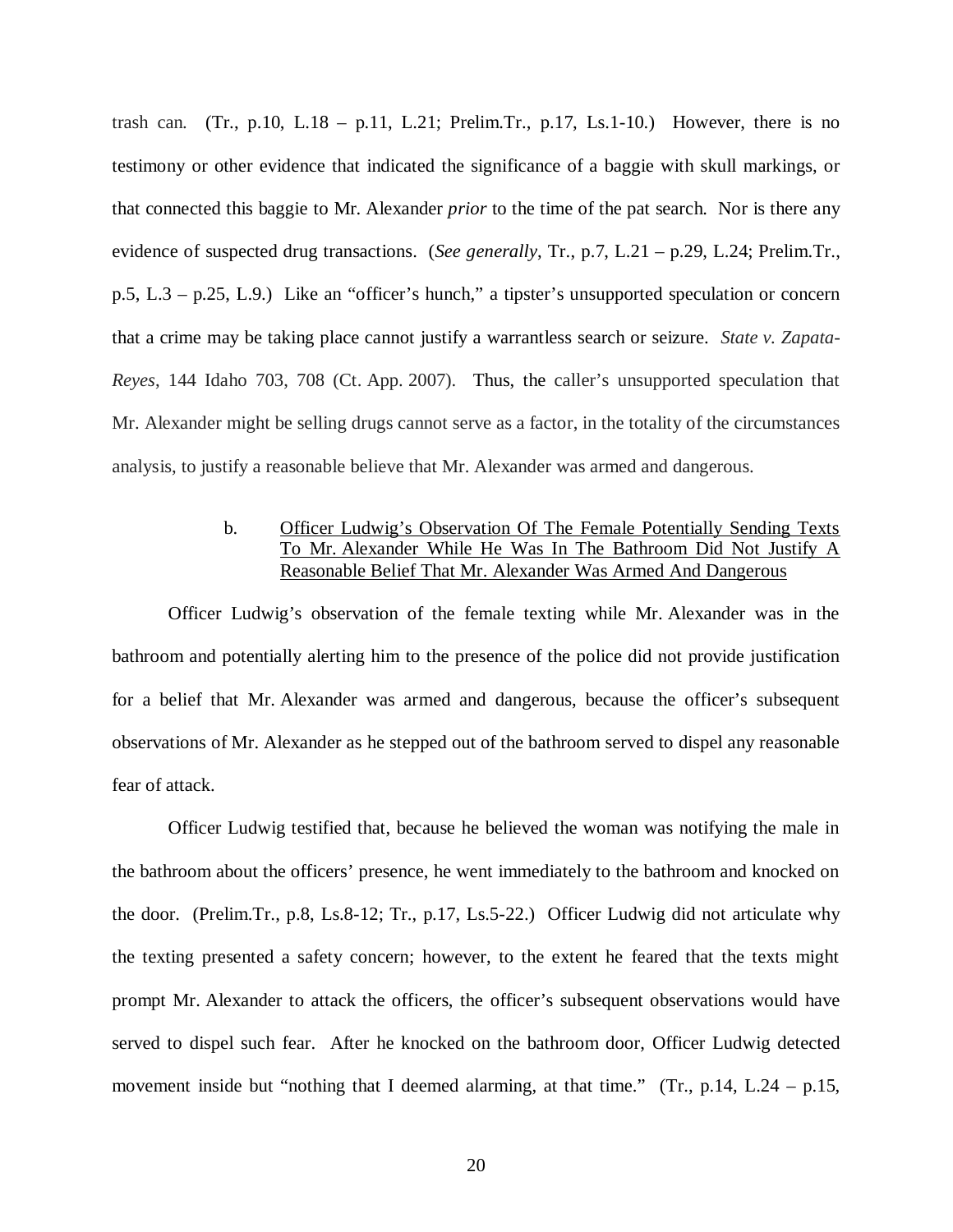trash can. (Tr., p.10, L.18 – p.11, L.21; Prelim.Tr., p.17, Ls.1-10.) However, there is no testimony or other evidence that indicated the significance of a baggie with skull markings, or that connected this baggie to Mr. Alexander *prior* to the time of the pat search. Nor is there any evidence of suspected drug transactions. (*See generally*, Tr., p.7, L.21 – p.29, L.24; Prelim.Tr., p.5, L.3 – p.25, L.9.) Like an "officer's hunch," a tipster's unsupported speculation or concern that a crime may be taking place cannot justify a warrantless search or seizure. *State v. Zapata-Reyes*, 144 Idaho 703, 708 (Ct. App. 2007). Thus, the caller's unsupported speculation that Mr. Alexander might be selling drugs cannot serve as a factor, in the totality of the circumstances analysis, to justify a reasonable believe that Mr. Alexander was armed and dangerous.

b. <u>Officer Ludwig's Observation Of The Female Potentially Sending Texts To Mr. Alexander While He Was In The Bathroom Did Not Justify A Reasonable Belief That Mr. Alexander Was Armed And Dangerous</u>

Officer Ludwig's observation of the female texting while Mr. Alexander was in the bathroom and potentially alerting him to the presence of the police did not provide justification for a belief that Mr. Alexander was armed and dangerous, because the officer's subsequent observations of Mr. Alexander as he stepped out of the bathroom served to dispel any reasonable fear of attack.

Officer Ludwig testified that, because he believed the woman was notifying the male in the bathroom about the officers' presence, he went immediately to the bathroom and knocked on the door. (Prelim.Tr., p.8, Ls.8-12; Tr., p.17, Ls.5-22.) Officer Ludwig did not articulate why the texting presented a safety concern; however, to the extent he feared that the texts might prompt Mr. Alexander to attack the officers, the officer's subsequent observations would have served to dispel such fear. After he knocked on the bathroom door, Officer Ludwig detected movement inside but "nothing that I deemed alarming, at that time." (Tr., p.14, L.24 – p.15,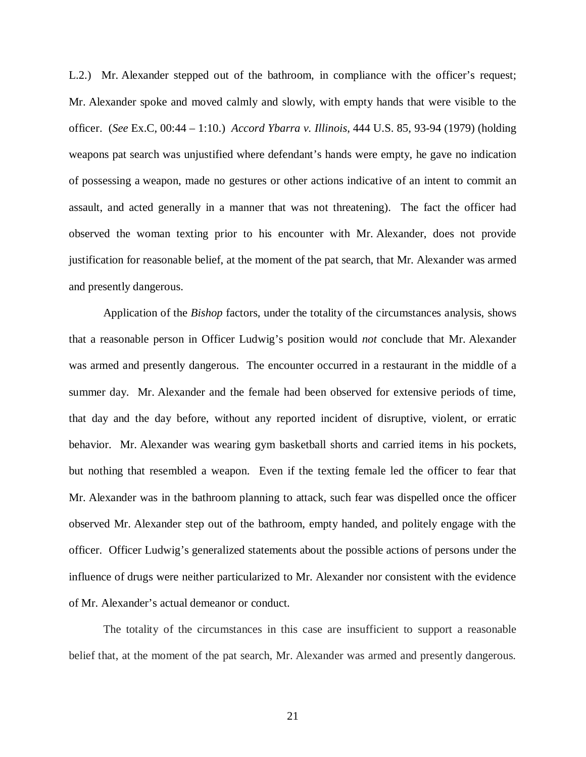L.2.) Mr. Alexander stepped out of the bathroom, in compliance with the officer's request; Mr. Alexander spoke and moved calmly and slowly, with empty hands that were visible to the officer. (*See* Ex.C, 00:44 – 1:10.) *Accord Ybarra v. Illinois*, 444 U.S. 85, 93-94 (1979) (holding weapons pat search was unjustified where defendant's hands were empty, he gave no indication of possessing a weapon, made no gestures or other actions indicative of an intent to commit an assault, and acted generally in a manner that was not threatening). The fact the officer had observed the woman texting prior to his encounter with Mr. Alexander, does not provide justification for reasonable belief, at the moment of the pat search, that Mr. Alexander was armed and presently dangerous.

Application of the *Bishop* factors, under the totality of the circumstances analysis, shows that a reasonable person in Officer Ludwig's position would *not* conclude that Mr. Alexander was armed and presently dangerous. The encounter occurred in a restaurant in the middle of a summer day. Mr. Alexander and the female had been observed for extensive periods of time, that day and the day before, without any reported incident of disruptive, violent, or erratic behavior. Mr. Alexander was wearing gym basketball shorts and carried items in his pockets, but nothing that resembled a weapon. Even if the texting female led the officer to fear that Mr. Alexander was in the bathroom planning to attack, such fear was dispelled once the officer observed Mr. Alexander step out of the bathroom, empty handed, and politely engage with the officer. Officer Ludwig's generalized statements about the possible actions of persons under the influence of drugs were neither particularized to Mr. Alexander nor consistent with the evidence of Mr. Alexander's actual demeanor or conduct.

The totality of the circumstances in this case are insufficient to support a reasonable belief that, at the moment of the pat search, Mr. Alexander was armed and presently dangerous.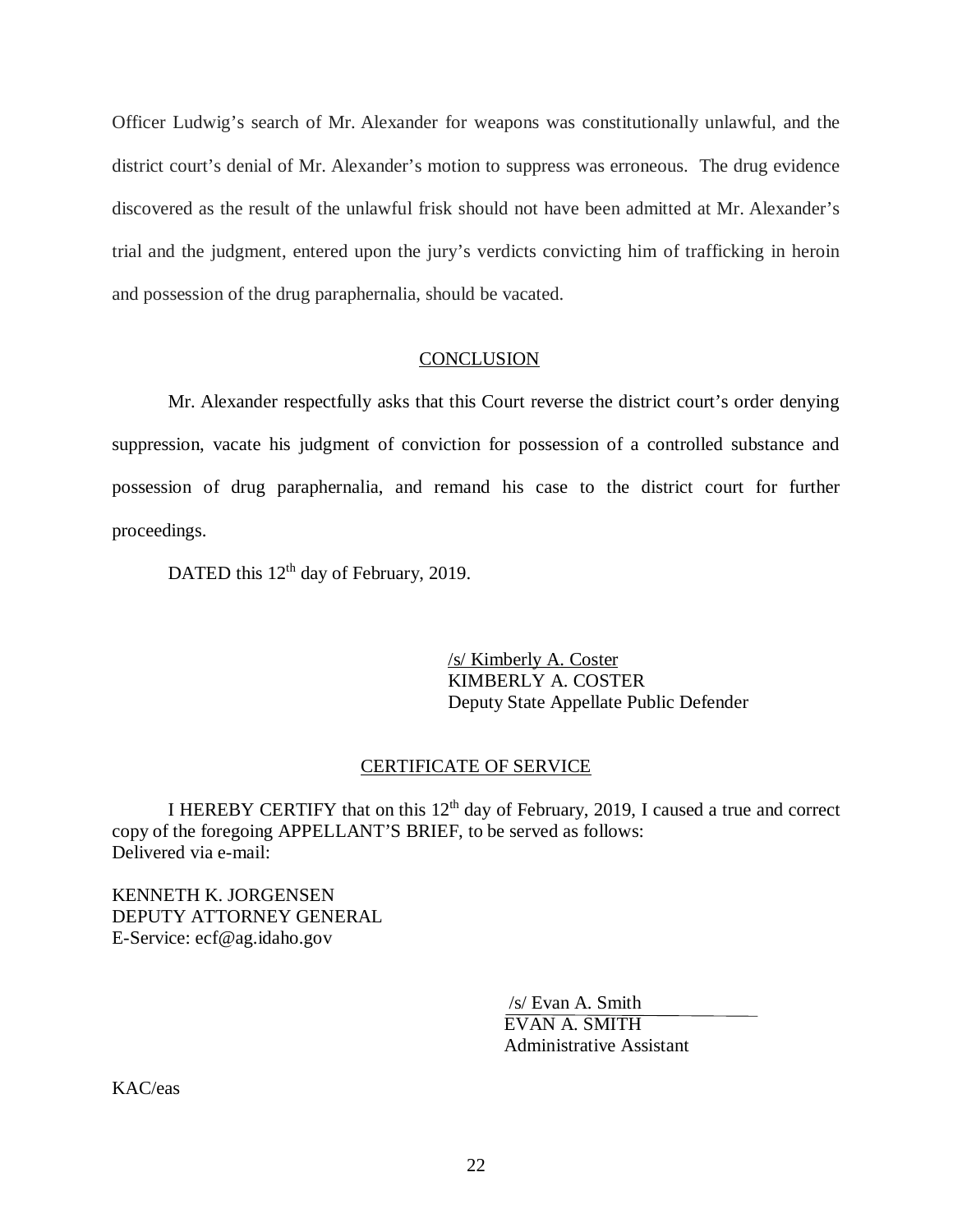Officer Ludwig's search of Mr. Alexander for weapons was constitutionally unlawful, and the district court's denial of Mr. Alexander's motion to suppress was erroneous. The drug evidence discovered as the result of the unlawful frisk should not have been admitted at Mr. Alexander's trial and the judgment, entered upon the jury's verdicts convicting him of trafficking in heroin and possession of the drug paraphernalia, should be vacated.

## CONCLUSION

Mr. Alexander respectfully asks that this Court reverse the district court's order denying suppression, vacate his judgment of conviction for possession of a controlled substance and possession of drug paraphernalia, and remand his case to the district court for further proceedings.

DATED this 12th day of February, 2019.

/s/ Kimberly A. Coster
KIMBERLY A. COSTER
Deputy State Appellate Public Defender

## CERTIFICATE OF SERVICE

I HEREBY CERTIFY that on this 12th day of February, 2019, I caused a true and correct copy of the foregoing APPELLANT'S BRIEF, to be served as follows:
Delivered via e-mail:

KENNETH K. JORGENSEN
DEPUTY ATTORNEY GENERAL
E-Service: ecf@ag.idaho.gov

/s/ Evan A. Smith
EVAN A. SMITH
Administrative Assistant

KAC/eas